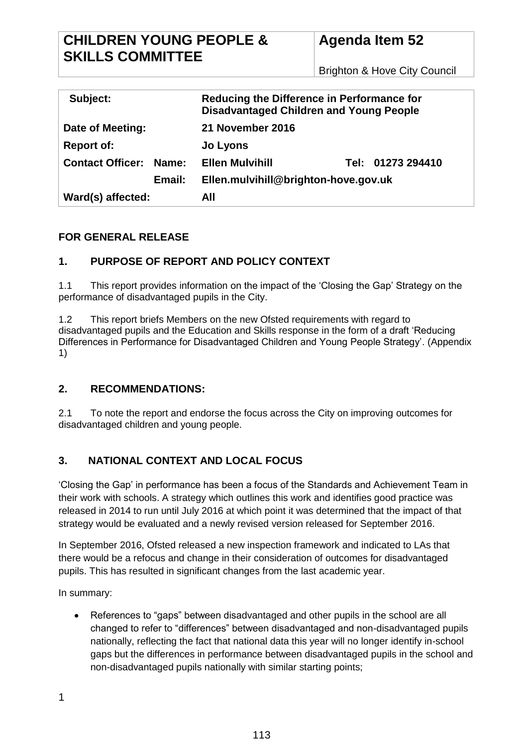| CHILDREN YOUNG PEOPLE & SKILLS COMMITTEE | Agenda Item 52 |
| --- | --- |
| | Brighton & Hove City Council |

| | | |
| --- | --- | --- |
| **Subject:** | **Reducing the Difference in Performance for Disadvantaged Children and Young People** | |
| **Date of Meeting:** | **21 November 2016** | |
| **Report of:** | **Jo Lyons** | |
| **Contact Officer: Name:** | **Ellen Mulvihill** | **Tel: 01273 294410** |
| **Email:** | **Ellen.mulvihill@brighton-hove.gov.uk** | |
| **Ward(s) affected:** | **All** | |

**FOR GENERAL RELEASE**

## 1. PURPOSE OF REPORT AND POLICY CONTEXT

1.1 This report provides information on the impact of the 'Closing the Gap' Strategy on the performance of disadvantaged pupils in the City.

1.2 This report briefs Members on the new Ofsted requirements with regard to disadvantaged pupils and the Education and Skills response in the form of a draft 'Reducing Differences in Performance for Disadvantaged Children and Young People Strategy'. (Appendix 1)

## 2. RECOMMENDATIONS:

2.1 To note the report and endorse the focus across the City on improving outcomes for disadvantaged children and young people.

## 3. NATIONAL CONTEXT AND LOCAL FOCUS

'Closing the Gap' in performance has been a focus of the Standards and Achievement Team in their work with schools. A strategy which outlines this work and identifies good practice was released in 2014 to run until July 2016 at which point it was determined that the impact of that strategy would be evaluated and a newly revised version released for September 2016.

In September 2016, Ofsted released a new inspection framework and indicated to LAs that there would be a refocus and change in their consideration of outcomes for disadvantaged pupils. This has resulted in significant changes from the last academic year.

In summary:

- References to "gaps" between disadvantaged and other pupils in the school are all changed to refer to "differences" between disadvantaged and non-disadvantaged pupils nationally, reflecting the fact that national data this year will no longer identify in-school gaps but the differences in performance between disadvantaged pupils in the school and non-disadvantaged pupils nationally with similar starting points;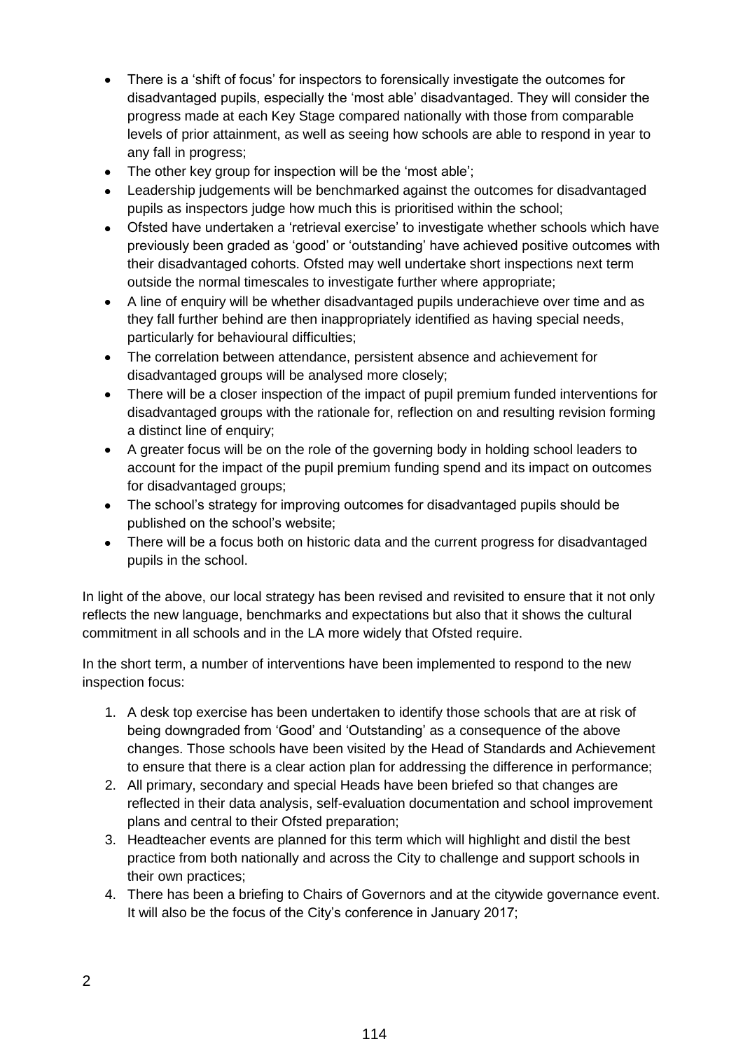- There is a 'shift of focus' for inspectors to forensically investigate the outcomes for disadvantaged pupils, especially the 'most able' disadvantaged. They will consider the progress made at each Key Stage compared nationally with those from comparable levels of prior attainment, as well as seeing how schools are able to respond in year to any fall in progress;
- The other key group for inspection will be the 'most able';
- Leadership judgements will be benchmarked against the outcomes for disadvantaged pupils as inspectors judge how much this is prioritised within the school;
- Ofsted have undertaken a 'retrieval exercise' to investigate whether schools which have previously been graded as 'good' or 'outstanding' have achieved positive outcomes with their disadvantaged cohorts. Ofsted may well undertake short inspections next term outside the normal timescales to investigate further where appropriate;
- A line of enquiry will be whether disadvantaged pupils underachieve over time and as they fall further behind are then inappropriately identified as having special needs, particularly for behavioural difficulties;
- The correlation between attendance, persistent absence and achievement for disadvantaged groups will be analysed more closely;
- There will be a closer inspection of the impact of pupil premium funded interventions for disadvantaged groups with the rationale for, reflection on and resulting revision forming a distinct line of enquiry;
- A greater focus will be on the role of the governing body in holding school leaders to account for the impact of the pupil premium funding spend and its impact on outcomes for disadvantaged groups;
- The school's strategy for improving outcomes for disadvantaged pupils should be published on the school's website;
- There will be a focus both on historic data and the current progress for disadvantaged pupils in the school.

In light of the above, our local strategy has been revised and revisited to ensure that it not only reflects the new language, benchmarks and expectations but also that it shows the cultural commitment in all schools and in the LA more widely that Ofsted require.

In the short term, a number of interventions have been implemented to respond to the new inspection focus:

1. A desk top exercise has been undertaken to identify those schools that are at risk of being downgraded from 'Good' and 'Outstanding' as a consequence of the above changes. Those schools have been visited by the Head of Standards and Achievement to ensure that there is a clear action plan for addressing the difference in performance;
2. All primary, secondary and special Heads have been briefed so that changes are reflected in their data analysis, self-evaluation documentation and school improvement plans and central to their Ofsted preparation;
3. Headteacher events are planned for this term which will highlight and distil the best practice from both nationally and across the City to challenge and support schools in their own practices;
4. There has been a briefing to Chairs of Governors and at the citywide governance event. It will also be the focus of the City's conference in January 2017;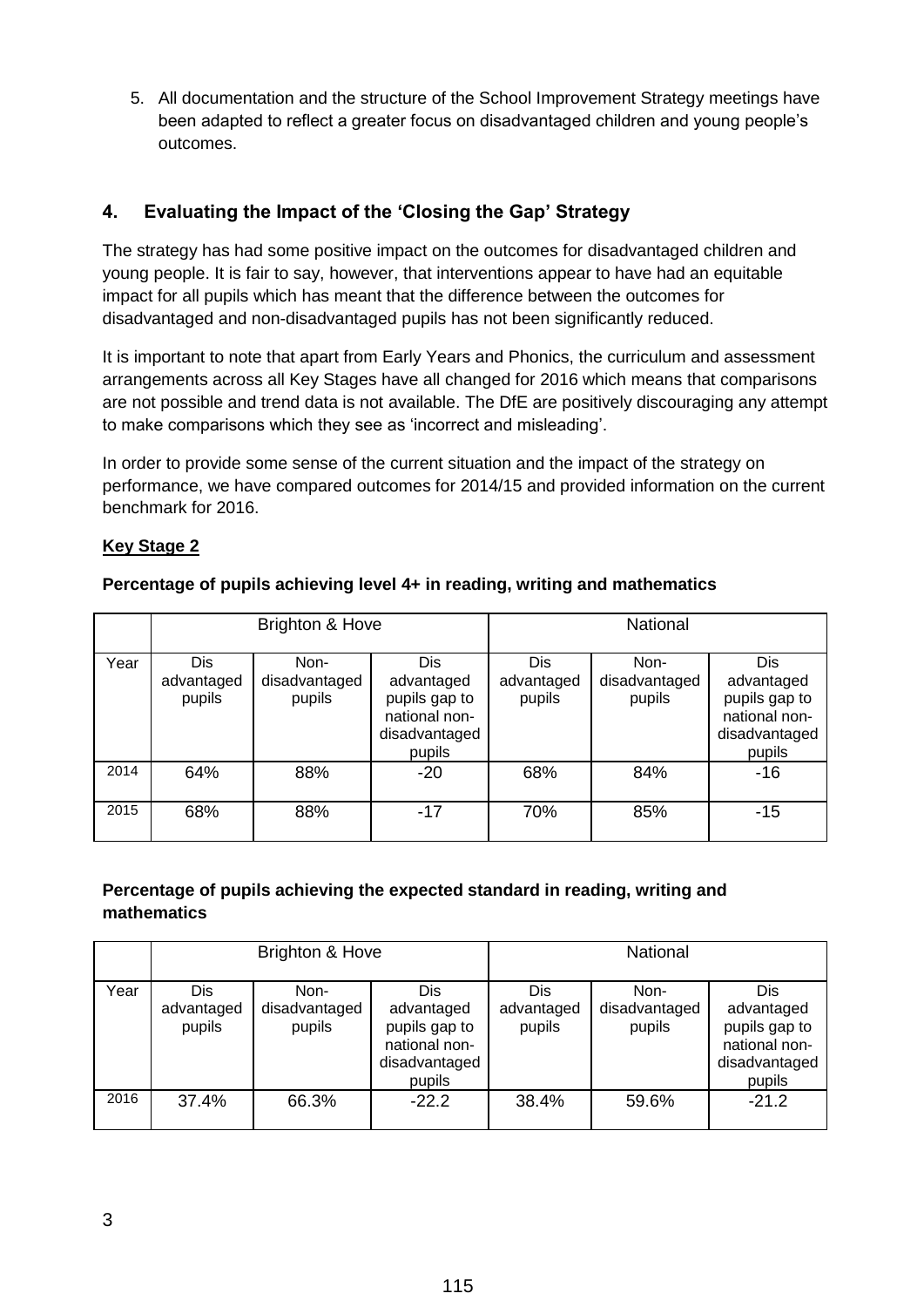5. All documentation and the structure of the School Improvement Strategy meetings have been adapted to reflect a greater focus on disadvantaged children and young people's outcomes.

## 4. Evaluating the Impact of the 'Closing the Gap' Strategy

The strategy has had some positive impact on the outcomes for disadvantaged children and young people. It is fair to say, however, that interventions appear to have had an equitable impact for all pupils which has meant that the difference between the outcomes for disadvantaged and non-disadvantaged pupils has not been significantly reduced.

It is important to note that apart from Early Years and Phonics, the curriculum and assessment arrangements across all Key Stages have all changed for 2016 which means that comparisons are not possible and trend data is not available. The DfE are positively discouraging any attempt to make comparisons which they see as 'incorrect and misleading'.

In order to provide some sense of the current situation and the impact of the strategy on performance, we have compared outcomes for 2014/15 and provided information on the current benchmark for 2016.

**Key Stage 2**

**Percentage of pupils achieving level 4+ in reading, writing and mathematics**

| | Brighton & Hove | | | National | | |
|---|---|---|---|---|---|---|
| Year | Dis advantaged pupils | Non-disadvantaged pupils | Dis advantaged pupils gap to national non-disadvantaged pupils | Dis advantaged pupils | Non-disadvantaged pupils | Dis advantaged pupils gap to national non-disadvantaged pupils |
| 2014 | 64% | 88% | -20 | 68% | 84% | -16 |
| 2015 | 68% | 88% | -17 | 70% | 85% | -15 |

**Percentage of pupils achieving the expected standard in reading, writing and mathematics**

| | Brighton & Hove | | | National | | |
|---|---|---|---|---|---|---|
| Year | Dis advantaged pupils | Non-disadvantaged pupils | Dis advantaged pupils gap to national non-disadvantaged pupils | Dis advantaged pupils | Non-disadvantaged pupils | Dis advantaged pupils gap to national non-disadvantaged pupils |
| 2016 | 37.4% | 66.3% | -22.2 | 38.4% | 59.6% | -21.2 |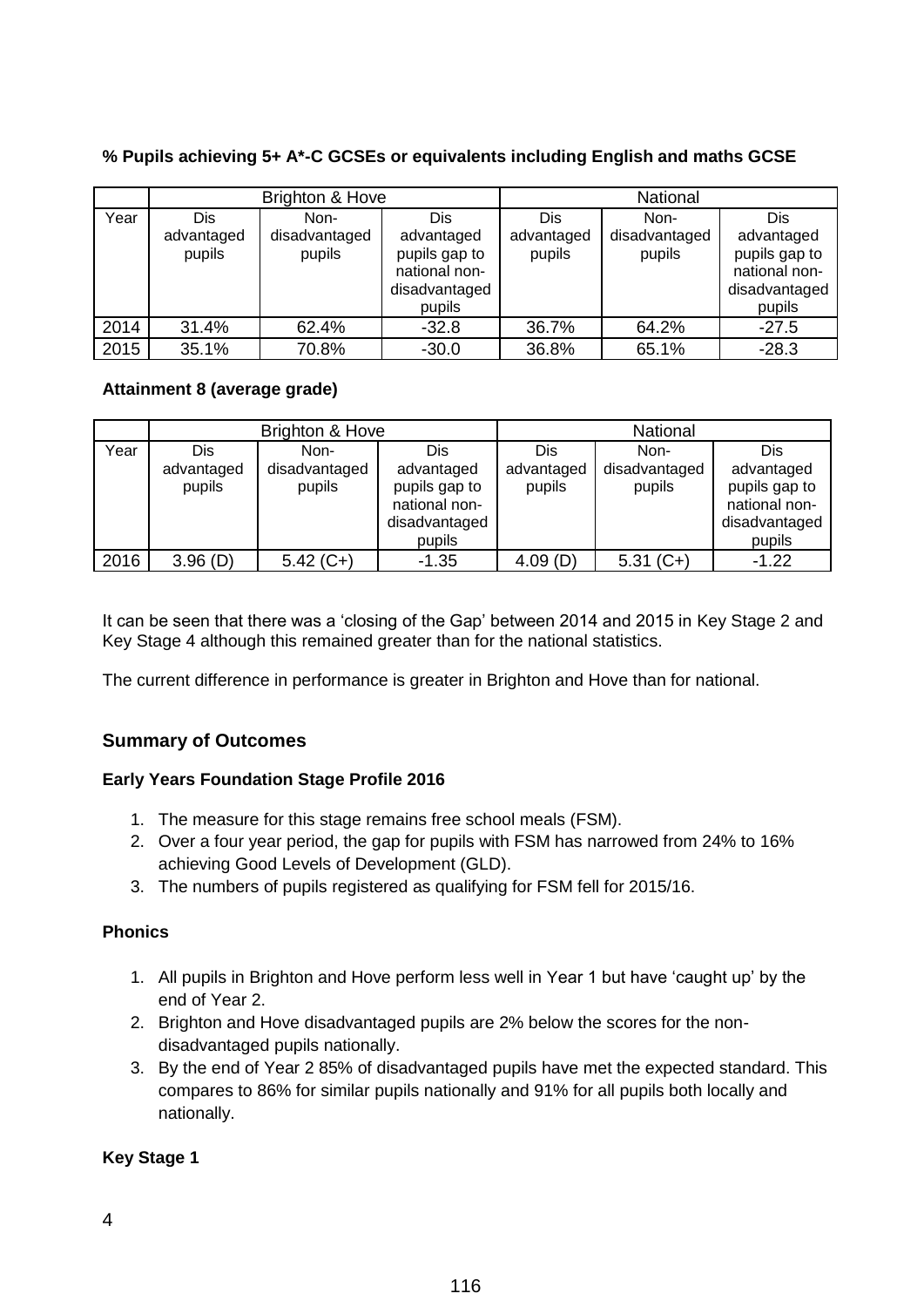**% Pupils achieving 5+ A*-C GCSEs or equivalents including English and maths GCSE**

| | Brighton & Hove | | | National | | |
|---|---|---|---|---|---|---|
| Year | Dis advantaged pupils | Non-disadvantaged pupils | Dis advantaged pupils gap to national non-disadvantaged pupils | Dis advantaged pupils | Non-disadvantaged pupils | Dis advantaged pupils gap to national non-disadvantaged pupils |
| 2014 | 31.4% | 62.4% | -32.8 | 36.7% | 64.2% | -27.5 |
| 2015 | 35.1% | 70.8% | -30.0 | 36.8% | 65.1% | -28.3 |

**Attainment 8 (average grade)**

| | Brighton & Hove | | | National | | |
|---|---|---|---|---|---|---|
| Year | Dis advantaged pupils | Non-disadvantaged pupils | Dis advantaged pupils gap to national non-disadvantaged pupils | Dis advantaged pupils | Non-disadvantaged pupils | Dis advantaged pupils gap to national non-disadvantaged pupils |
| 2016 | 3.96 (D) | 5.42 (C+) | -1.35 | 4.09 (D) | 5.31 (C+) | -1.22 |

It can be seen that there was a 'closing of the Gap' between 2014 and 2015 in Key Stage 2 and Key Stage 4 although this remained greater than for the national statistics.

The current difference in performance is greater in Brighton and Hove than for national.

## Summary of Outcomes

**Early Years Foundation Stage Profile 2016**

1. The measure for this stage remains free school meals (FSM).
2. Over a four year period, the gap for pupils with FSM has narrowed from 24% to 16% achieving Good Levels of Development (GLD).
3. The numbers of pupils registered as qualifying for FSM fell for 2015/16.

**Phonics**

1. All pupils in Brighton and Hove perform less well in Year 1 but have 'caught up' by the end of Year 2.
2. Brighton and Hove disadvantaged pupils are 2% below the scores for the non-disadvantaged pupils nationally.
3. By the end of Year 2 85% of disadvantaged pupils have met the expected standard. This compares to 86% for similar pupils nationally and 91% for all pupils both locally and nationally.

**Key Stage 1**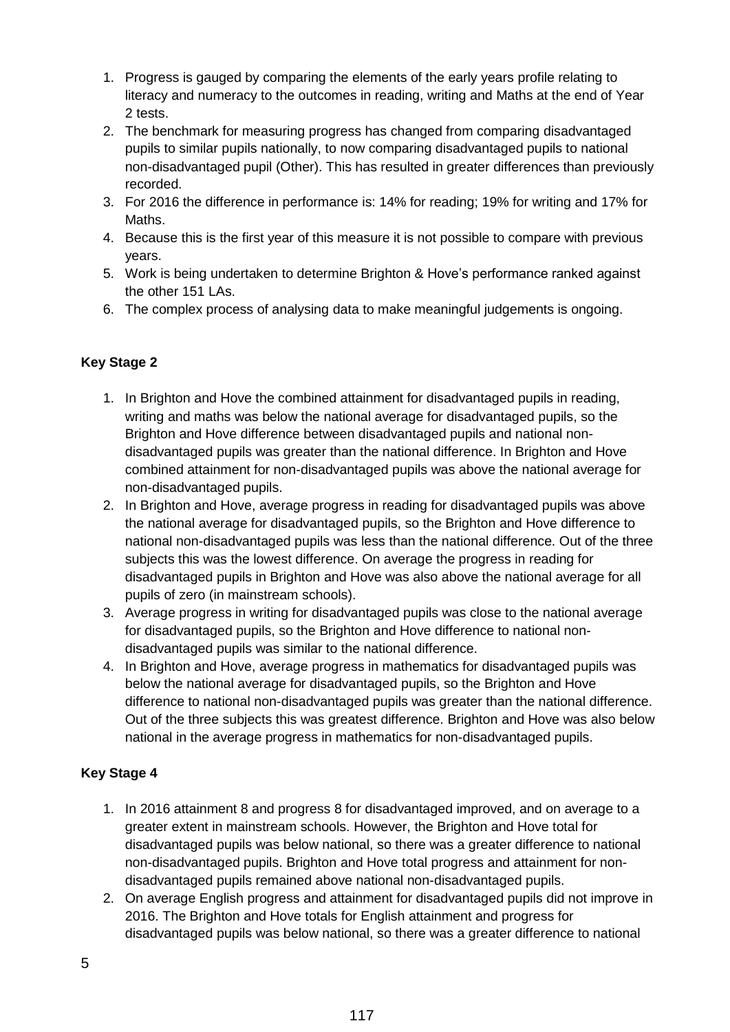1. Progress is gauged by comparing the elements of the early years profile relating to literacy and numeracy to the outcomes in reading, writing and Maths at the end of Year 2 tests.
2. The benchmark for measuring progress has changed from comparing disadvantaged pupils to similar pupils nationally, to now comparing disadvantaged pupils to national non-disadvantaged pupil (Other). This has resulted in greater differences than previously recorded.
3. For 2016 the difference in performance is: 14% for reading; 19% for writing and 17% for Maths.
4. Because this is the first year of this measure it is not possible to compare with previous years.
5. Work is being undertaken to determine Brighton & Hove's performance ranked against the other 151 LAs.
6. The complex process of analysing data to make meaningful judgements is ongoing.

**Key Stage 2**

1. In Brighton and Hove the combined attainment for disadvantaged pupils in reading, writing and maths was below the national average for disadvantaged pupils, so the Brighton and Hove difference between disadvantaged pupils and national non-disadvantaged pupils was greater than the national difference. In Brighton and Hove combined attainment for non-disadvantaged pupils was above the national average for non-disadvantaged pupils.
2. In Brighton and Hove, average progress in reading for disadvantaged pupils was above the national average for disadvantaged pupils, so the Brighton and Hove difference to national non-disadvantaged pupils was less than the national difference. Out of the three subjects this was the lowest difference. On average the progress in reading for disadvantaged pupils in Brighton and Hove was also above the national average for all pupils of zero (in mainstream schools).
3. Average progress in writing for disadvantaged pupils was close to the national average for disadvantaged pupils, so the Brighton and Hove difference to national non-disadvantaged pupils was similar to the national difference.
4. In Brighton and Hove, average progress in mathematics for disadvantaged pupils was below the national average for disadvantaged pupils, so the Brighton and Hove difference to national non-disadvantaged pupils was greater than the national difference. Out of the three subjects this was greatest difference. Brighton and Hove was also below national in the average progress in mathematics for non-disadvantaged pupils.

**Key Stage 4**

1. In 2016 attainment 8 and progress 8 for disadvantaged improved, and on average to a greater extent in mainstream schools. However, the Brighton and Hove total for disadvantaged pupils was below national, so there was a greater difference to national non-disadvantaged pupils. Brighton and Hove total progress and attainment for non-disadvantaged pupils remained above national non-disadvantaged pupils.
2. On average English progress and attainment for disadvantaged pupils did not improve in 2016. The Brighton and Hove totals for English attainment and progress for disadvantaged pupils was below national, so there was a greater difference to national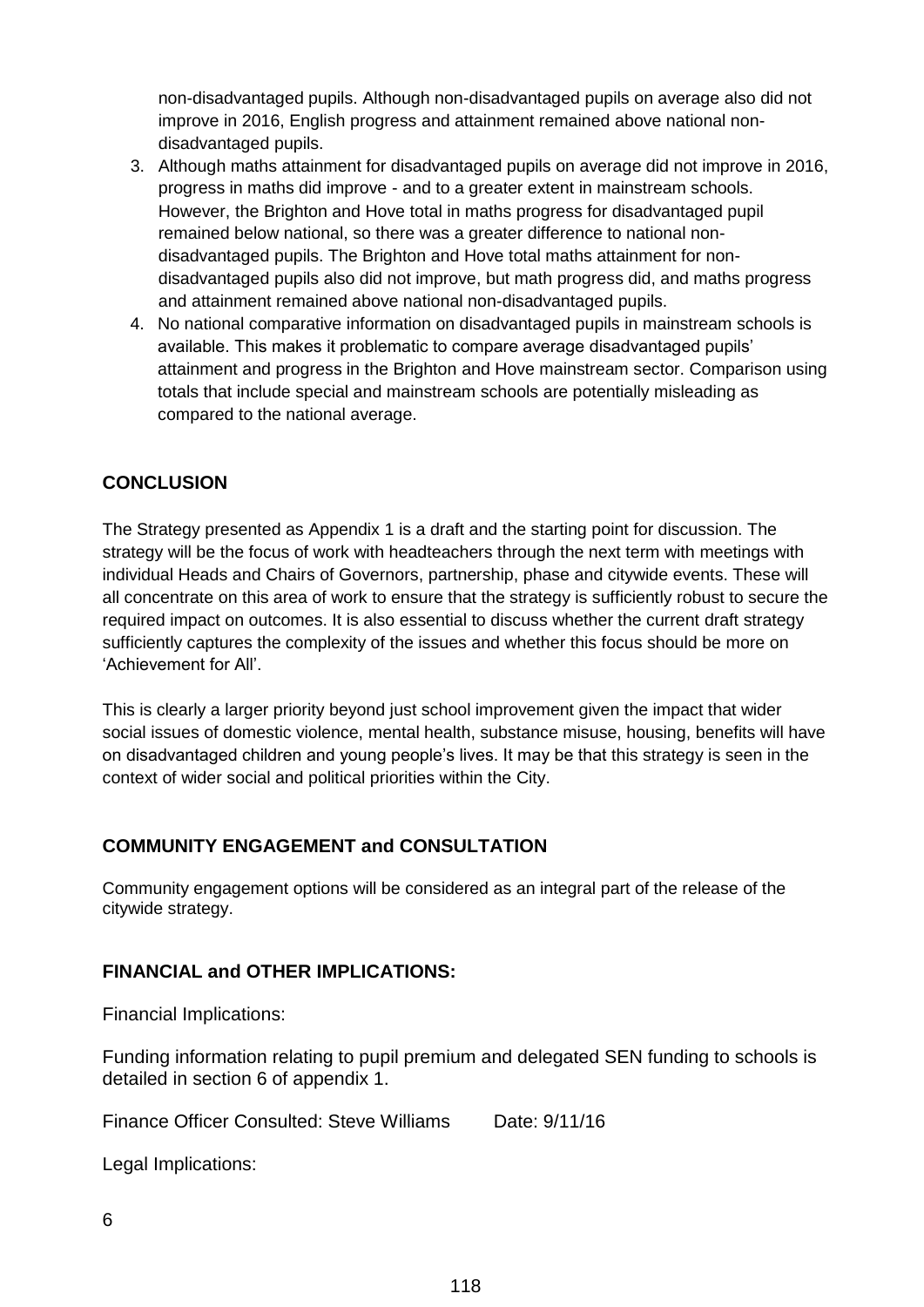non-disadvantaged pupils. Although non-disadvantaged pupils on average also did not improve in 2016, English progress and attainment remained above national non-disadvantaged pupils.

3. Although maths attainment for disadvantaged pupils on average did not improve in 2016, progress in maths did improve - and to a greater extent in mainstream schools. However, the Brighton and Hove total in maths progress for disadvantaged pupil remained below national, so there was a greater difference to national non-disadvantaged pupils. The Brighton and Hove total maths attainment for non-disadvantaged pupils also did not improve, but math progress did, and maths progress and attainment remained above national non-disadvantaged pupils.
4. No national comparative information on disadvantaged pupils in mainstream schools is available. This makes it problematic to compare average disadvantaged pupils' attainment and progress in the Brighton and Hove mainstream sector. Comparison using totals that include special and mainstream schools are potentially misleading as compared to the national average.

## CONCLUSION

The Strategy presented as Appendix 1 is a draft and the starting point for discussion. The strategy will be the focus of work with headteachers through the next term with meetings with individual Heads and Chairs of Governors, partnership, phase and citywide events. These will all concentrate on this area of work to ensure that the strategy is sufficiently robust to secure the required impact on outcomes. It is also essential to discuss whether the current draft strategy sufficiently captures the complexity of the issues and whether this focus should be more on 'Achievement for All'.

This is clearly a larger priority beyond just school improvement given the impact that wider social issues of domestic violence, mental health, substance misuse, housing, benefits will have on disadvantaged children and young people's lives. It may be that this strategy is seen in the context of wider social and political priorities within the City.

## COMMUNITY ENGAGEMENT and CONSULTATION

Community engagement options will be considered as an integral part of the release of the citywide strategy.

## FINANCIAL and OTHER IMPLICATIONS:

Financial Implications:

Funding information relating to pupil premium and delegated SEN funding to schools is detailed in section 6 of appendix 1.

Finance Officer Consulted: Steve Williams Date: 9/11/16

Legal Implications: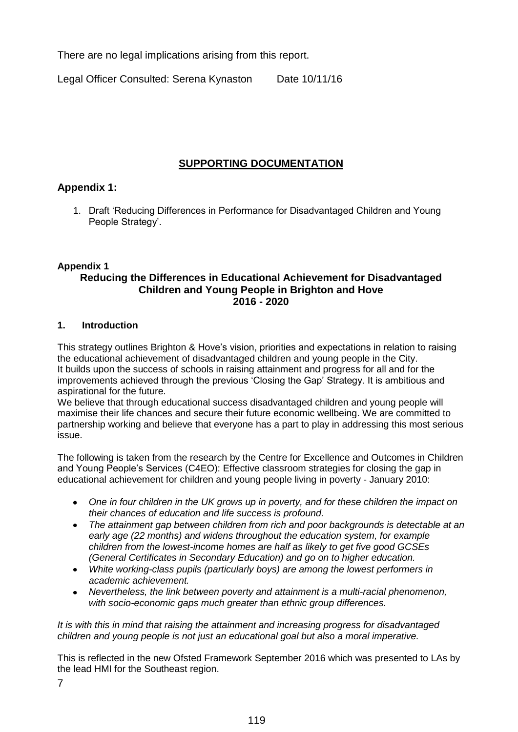There are no legal implications arising from this report.

Legal Officer Consulted: Serena Kynaston Date 10/11/16

## SUPPORTING DOCUMENTATION

### Appendix 1:

1. Draft 'Reducing Differences in Performance for Disadvantaged Children and Young People Strategy'.

**Appendix 1**

## Reducing the Differences in Educational Achievement for Disadvantaged Children and Young People in Brighton and Hove 2016 - 2020

### 1. Introduction

This strategy outlines Brighton & Hove's vision, priorities and expectations in relation to raising the educational achievement of disadvantaged children and young people in the City.
It builds upon the success of schools in raising attainment and progress for all and for the improvements achieved through the previous 'Closing the Gap' Strategy. It is ambitious and aspirational for the future.
We believe that through educational success disadvantaged children and young people will maximise their life chances and secure their future economic wellbeing. We are committed to partnership working and believe that everyone has a part to play in addressing this most serious issue.

The following is taken from the research by the Centre for Excellence and Outcomes in Children and Young People's Services (C4EO): Effective classroom strategies for closing the gap in educational achievement for children and young people living in poverty - January 2010:

- *One in four children in the UK grows up in poverty, and for these children the impact on their chances of education and life success is profound.*
- *The attainment gap between children from rich and poor backgrounds is detectable at an early age (22 months) and widens throughout the education system, for example children from the lowest-income homes are half as likely to get five good GCSEs (General Certificates in Secondary Education) and go on to higher education.*
- *White working-class pupils (particularly boys) are among the lowest performers in academic achievement.*
- *Nevertheless, the link between poverty and attainment is a multi-racial phenomenon, with socio-economic gaps much greater than ethnic group differences.*

*It is with this in mind that raising the attainment and increasing progress for disadvantaged children and young people is not just an educational goal but also a moral imperative.*

This is reflected in the new Ofsted Framework September 2016 which was presented to LAs by the lead HMI for the Southeast region.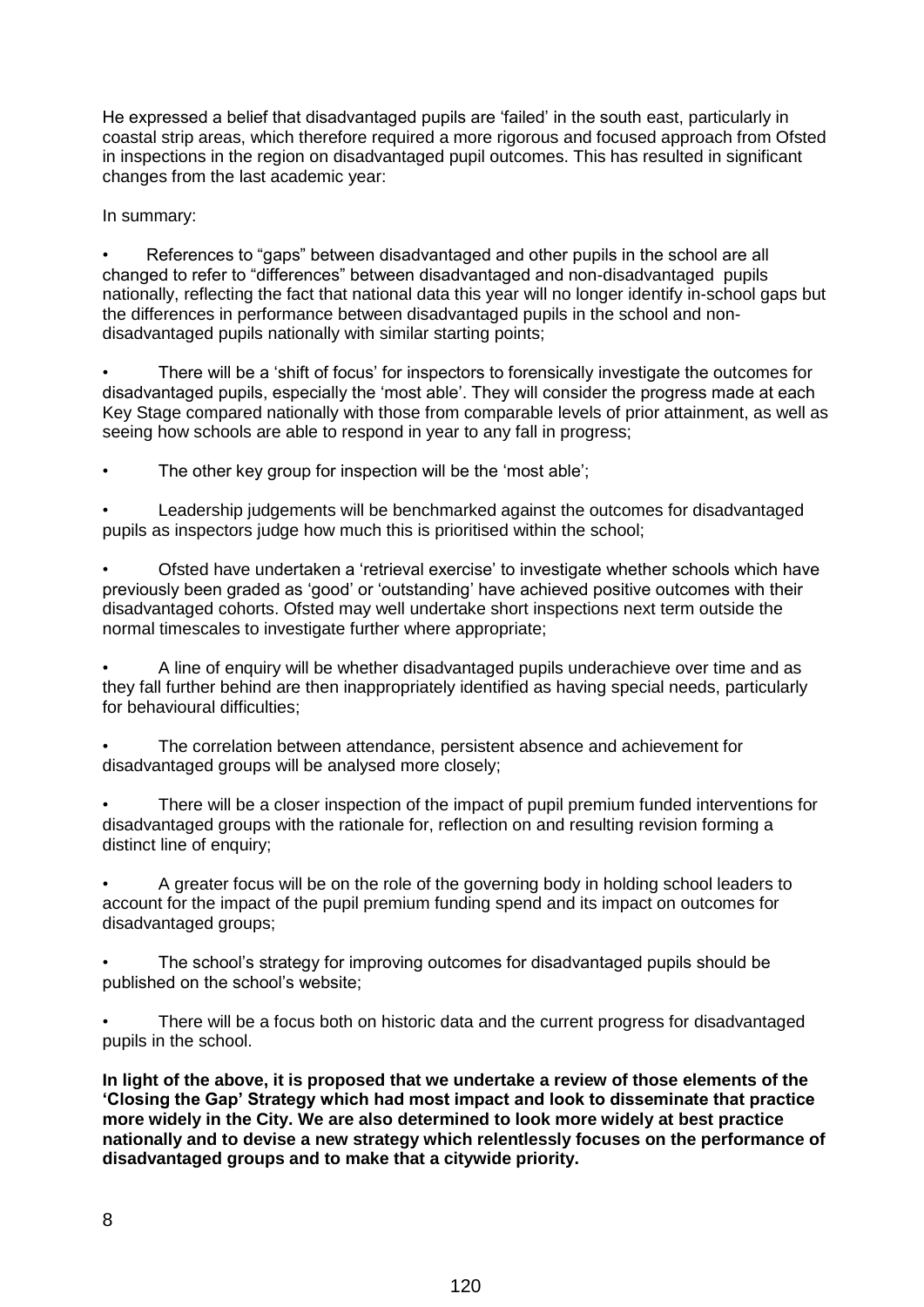He expressed a belief that disadvantaged pupils are 'failed' in the south east, particularly in coastal strip areas, which therefore required a more rigorous and focused approach from Ofsted in inspections in the region on disadvantaged pupil outcomes. This has resulted in significant changes from the last academic year:

In summary:

- References to "gaps" between disadvantaged and other pupils in the school are all changed to refer to "differences" between disadvantaged and non-disadvantaged pupils nationally, reflecting the fact that national data this year will no longer identify in-school gaps but the differences in performance between disadvantaged pupils in the school and non-disadvantaged pupils nationally with similar starting points;
- There will be a 'shift of focus' for inspectors to forensically investigate the outcomes for disadvantaged pupils, especially the 'most able'. They will consider the progress made at each Key Stage compared nationally with those from comparable levels of prior attainment, as well as seeing how schools are able to respond in year to any fall in progress;
- The other key group for inspection will be the 'most able';
- Leadership judgements will be benchmarked against the outcomes for disadvantaged pupils as inspectors judge how much this is prioritised within the school;
- Ofsted have undertaken a 'retrieval exercise' to investigate whether schools which have previously been graded as 'good' or 'outstanding' have achieved positive outcomes with their disadvantaged cohorts. Ofsted may well undertake short inspections next term outside the normal timescales to investigate further where appropriate;
- A line of enquiry will be whether disadvantaged pupils underachieve over time and as they fall further behind are then inappropriately identified as having special needs, particularly for behavioural difficulties;
- The correlation between attendance, persistent absence and achievement for disadvantaged groups will be analysed more closely;
- There will be a closer inspection of the impact of pupil premium funded interventions for disadvantaged groups with the rationale for, reflection on and resulting revision forming a distinct line of enquiry;
- A greater focus will be on the role of the governing body in holding school leaders to account for the impact of the pupil premium funding spend and its impact on outcomes for disadvantaged groups;
- The school's strategy for improving outcomes for disadvantaged pupils should be published on the school's website;
- There will be a focus both on historic data and the current progress for disadvantaged pupils in the school.

**In light of the above, it is proposed that we undertake a review of those elements of the 'Closing the Gap' Strategy which had most impact and look to disseminate that practice more widely in the City. We are also determined to look more widely at best practice nationally and to devise a new strategy which relentlessly focuses on the performance of disadvantaged groups and to make that a citywide priority.**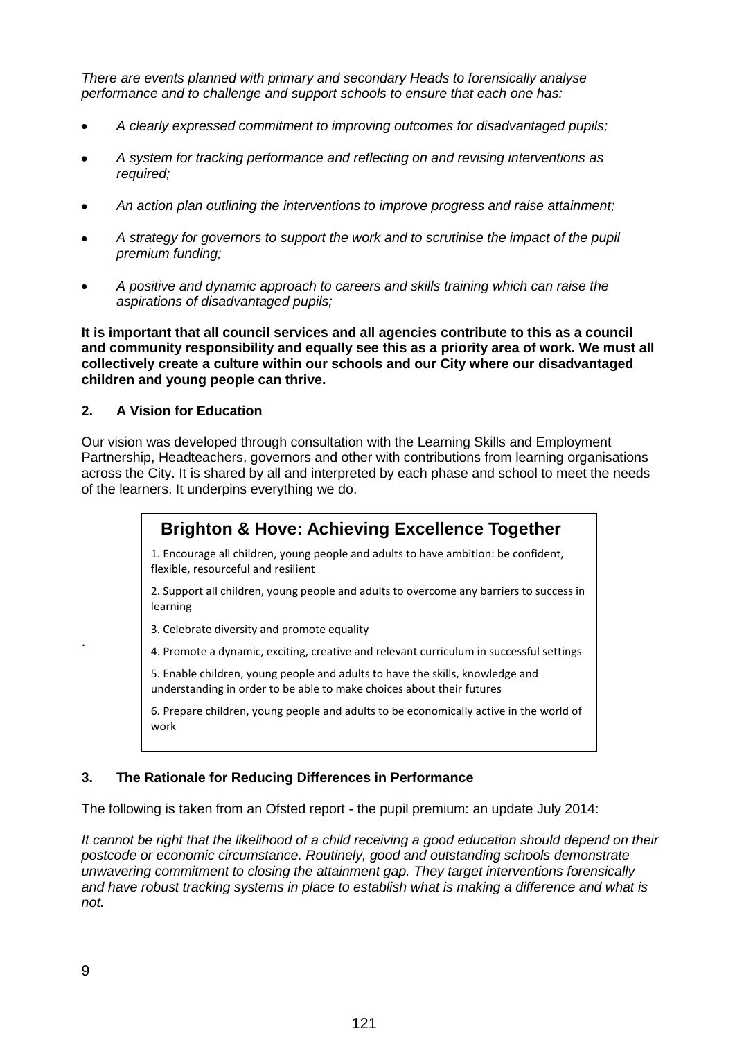*There are events planned with primary and secondary Heads to forensically analyse performance and to challenge and support schools to ensure that each one has:*

- *A clearly expressed commitment to improving outcomes for disadvantaged pupils;*
- *A system for tracking performance and reflecting on and revising interventions as required;*
- *An action plan outlining the interventions to improve progress and raise attainment;*
- *A strategy for governors to support the work and to scrutinise the impact of the pupil premium funding;*
- *A positive and dynamic approach to careers and skills training which can raise the aspirations of disadvantaged pupils;*

**It is important that all council services and all agencies contribute to this as a council and community responsibility and equally see this as a priority area of work. We must all collectively create a culture within our schools and our City where our disadvantaged children and young people can thrive.**

## 2. A Vision for Education

Our vision was developed through consultation with the Learning Skills and Employment Partnership, Headteachers, governors and other with contributions from learning organisations across the City. It is shared by all and interpreted by each phase and school to meet the needs of the learners. It underpins everything we do.

**Brighton & Hove: Achieving Excellence Together**

1. Encourage all children, young people and adults to have ambition: be confident, flexible, resourceful and resilient
2. Support all children, young people and adults to overcome any barriers to success in learning
3. Celebrate diversity and promote equality
4. Promote a dynamic, exciting, creative and relevant curriculum in successful settings
5. Enable children, young people and adults to have the skills, knowledge and understanding in order to be able to make choices about their futures
6. Prepare children, young people and adults to be economically active in the world of work

## 3. The Rationale for Reducing Differences in Performance

The following is taken from an Ofsted report - the pupil premium: an update July 2014:

*It cannot be right that the likelihood of a child receiving a good education should depend on their postcode or economic circumstance. Routinely, good and outstanding schools demonstrate unwavering commitment to closing the attainment gap. They target interventions forensically and have robust tracking systems in place to establish what is making a difference and what is not.*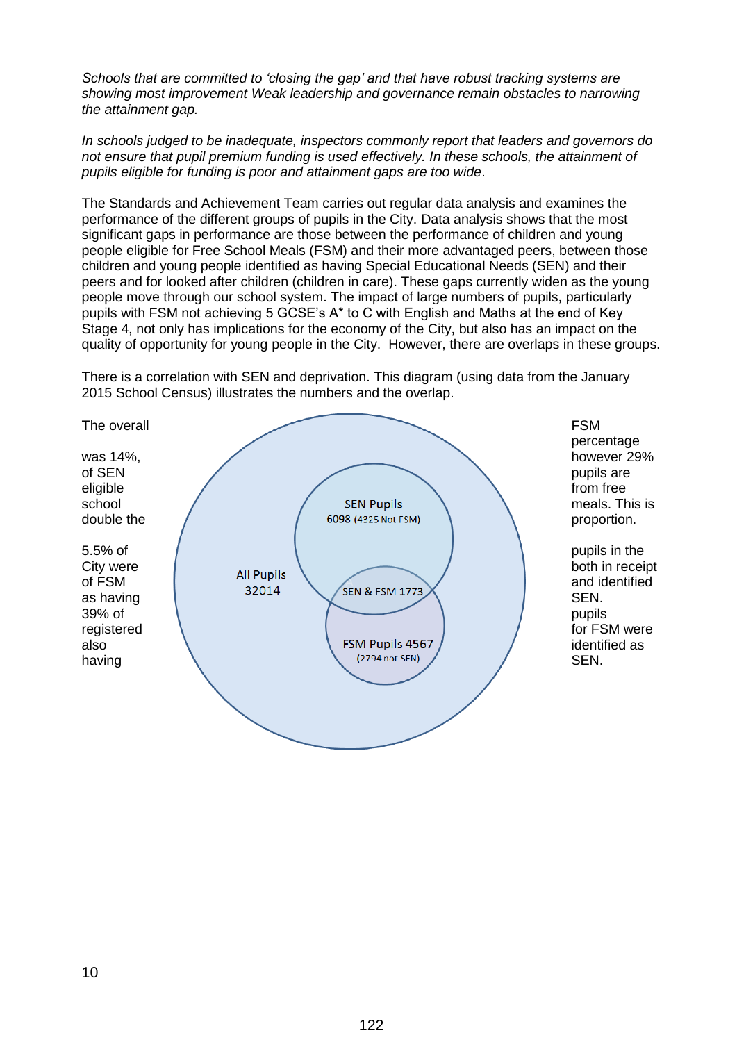*Schools that are committed to 'closing the gap' and that have robust tracking systems are showing most improvement Weak leadership and governance remain obstacles to narrowing the attainment gap.*

*In schools judged to be inadequate, inspectors commonly report that leaders and governors do not ensure that pupil premium funding is used effectively. In these schools, the attainment of pupils eligible for funding is poor and attainment gaps are too wide*.

The Standards and Achievement Team carries out regular data analysis and examines the performance of the different groups of pupils in the City. Data analysis shows that the most significant gaps in performance are those between the performance of children and young people eligible for Free School Meals (FSM) and their more advantaged peers, between those children and young people identified as having Special Educational Needs (SEN) and their peers and for looked after children (children in care). These gaps currently widen as the young people move through our school system. The impact of large numbers of pupils, particularly pupils with FSM not achieving 5 GCSE's A* to C with English and Maths at the end of Key Stage 4, not only has implications for the economy of the City, but also has an impact on the quality of opportunity for young people in the City. However, there are overlaps in these groups.

There is a correlation with SEN and deprivation. This diagram (using data from the January 2015 School Census) illustrates the numbers and the overlap.

The overall FSM percentage was 14%, however 29% of SEN pupils are eligible from free school meals. This is double the proportion.

5.5% of pupils in the City were both in receipt of FSM and identified as having SEN. 39% of pupils registered for FSM were also identified as having SEN.

All Pupils 32014

SEN Pupils 6098 (4325 Not FSM)

SEN & FSM 1773

FSM Pupils 4567 (2794 not SEN)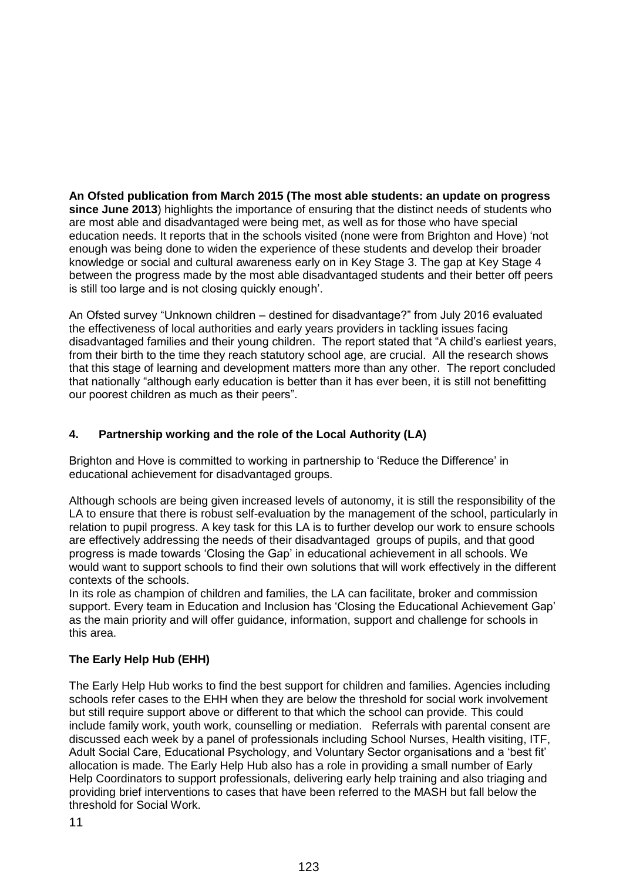**An Ofsted publication from March 2015 (The most able students: an update on progress since June 2013**) highlights the importance of ensuring that the distinct needs of students who are most able and disadvantaged were being met, as well as for those who have special education needs. It reports that in the schools visited (none were from Brighton and Hove) 'not enough was being done to widen the experience of these students and develop their broader knowledge or social and cultural awareness early on in Key Stage 3. The gap at Key Stage 4 between the progress made by the most able disadvantaged students and their better off peers is still too large and is not closing quickly enough'.

An Ofsted survey "Unknown children – destined for disadvantage?" from July 2016 evaluated the effectiveness of local authorities and early years providers in tackling issues facing disadvantaged families and their young children. The report stated that "A child's earliest years, from their birth to the time they reach statutory school age, are crucial. All the research shows that this stage of learning and development matters more than any other. The report concluded that nationally "although early education is better than it has ever been, it is still not benefitting our poorest children as much as their peers".

## 4. Partnership working and the role of the Local Authority (LA)

Brighton and Hove is committed to working in partnership to 'Reduce the Difference' in educational achievement for disadvantaged groups.

Although schools are being given increased levels of autonomy, it is still the responsibility of the LA to ensure that there is robust self-evaluation by the management of the school, particularly in relation to pupil progress. A key task for this LA is to further develop our work to ensure schools are effectively addressing the needs of their disadvantaged groups of pupils, and that good progress is made towards 'Closing the Gap' in educational achievement in all schools. We would want to support schools to find their own solutions that will work effectively in the different contexts of the schools.

In its role as champion of children and families, the LA can facilitate, broker and commission support. Every team in Education and Inclusion has 'Closing the Educational Achievement Gap' as the main priority and will offer guidance, information, support and challenge for schools in this area.

### The Early Help Hub (EHH)

The Early Help Hub works to find the best support for children and families. Agencies including schools refer cases to the EHH when they are below the threshold for social work involvement but still require support above or different to that which the school can provide. This could include family work, youth work, counselling or mediation. Referrals with parental consent are discussed each week by a panel of professionals including School Nurses, Health visiting, ITF, Adult Social Care, Educational Psychology, and Voluntary Sector organisations and a 'best fit' allocation is made. The Early Help Hub also has a role in providing a small number of Early Help Coordinators to support professionals, delivering early help training and also triaging and providing brief interventions to cases that have been referred to the MASH but fall below the threshold for Social Work.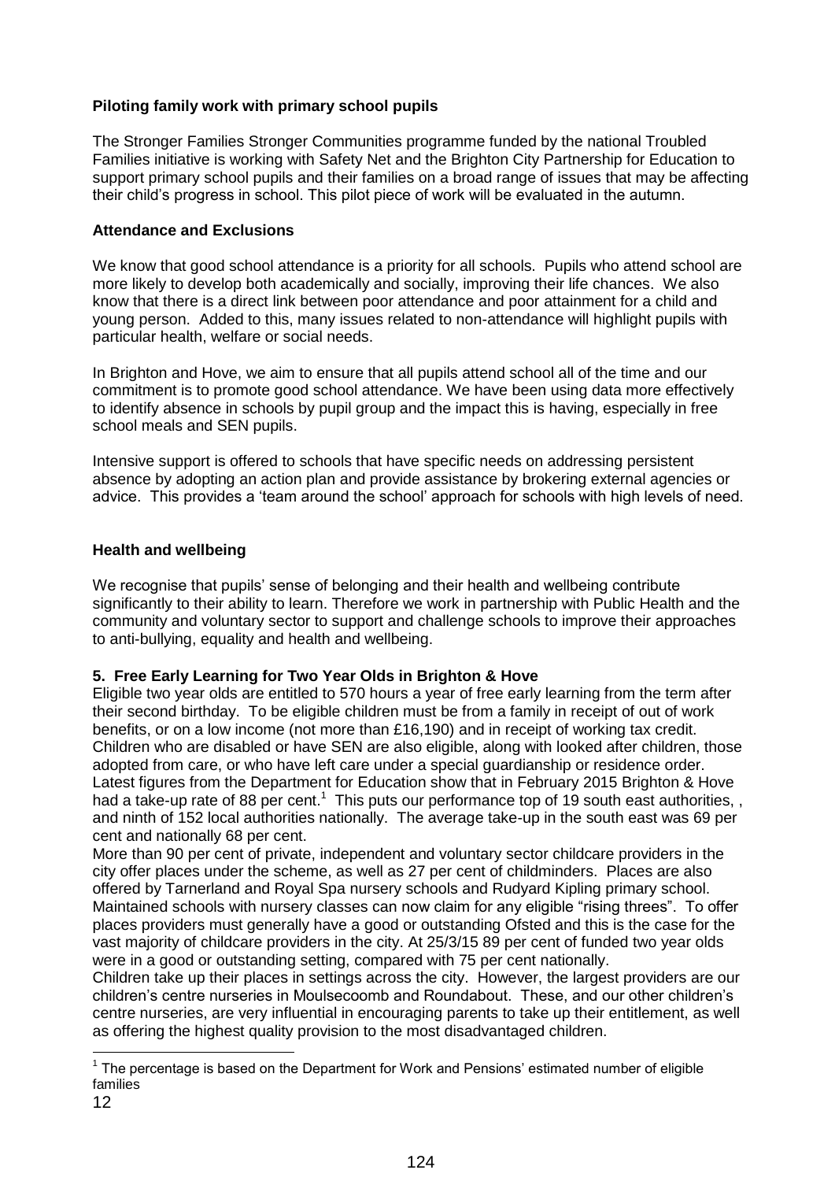**Piloting family work with primary school pupils**

The Stronger Families Stronger Communities programme funded by the national Troubled Families initiative is working with Safety Net and the Brighton City Partnership for Education to support primary school pupils and their families on a broad range of issues that may be affecting their child's progress in school. This pilot piece of work will be evaluated in the autumn.

**Attendance and Exclusions**

We know that good school attendance is a priority for all schools. Pupils who attend school are more likely to develop both academically and socially, improving their life chances. We also know that there is a direct link between poor attendance and poor attainment for a child and young person. Added to this, many issues related to non-attendance will highlight pupils with particular health, welfare or social needs.

In Brighton and Hove, we aim to ensure that all pupils attend school all of the time and our commitment is to promote good school attendance. We have been using data more effectively to identify absence in schools by pupil group and the impact this is having, especially in free school meals and SEN pupils.

Intensive support is offered to schools that have specific needs on addressing persistent absence by adopting an action plan and provide assistance by brokering external agencies or advice. This provides a 'team around the school' approach for schools with high levels of need.

**Health and wellbeing**

We recognise that pupils' sense of belonging and their health and wellbeing contribute significantly to their ability to learn. Therefore we work in partnership with Public Health and the community and voluntary sector to support and challenge schools to improve their approaches to anti-bullying, equality and health and wellbeing.

**5. Free Early Learning for Two Year Olds in Brighton & Hove**

Eligible two year olds are entitled to 570 hours a year of free early learning from the term after their second birthday. To be eligible children must be from a family in receipt of out of work benefits, or on a low income (not more than £16,190) and in receipt of working tax credit. Children who are disabled or have SEN are also eligible, along with looked after children, those adopted from care, or who have left care under a special guardianship or residence order. Latest figures from the Department for Education show that in February 2015 Brighton & Hove had a take-up rate of 88 per cent.[1] This puts our performance top of 19 south east authorities, , and ninth of 152 local authorities nationally. The average take-up in the south east was 69 per cent and nationally 68 per cent.

More than 90 per cent of private, independent and voluntary sector childcare providers in the city offer places under the scheme, as well as 27 per cent of childminders. Places are also offered by Tarnerland and Royal Spa nursery schools and Rudyard Kipling primary school. Maintained schools with nursery classes can now claim for any eligible "rising threes". To offer places providers must generally have a good or outstanding Ofsted and this is the case for the vast majority of childcare providers in the city. At 25/3/15 89 per cent of funded two year olds were in a good or outstanding setting, compared with 75 per cent nationally.

Children take up their places in settings across the city. However, the largest providers are our children's centre nurseries in Moulsecoomb and Roundabout. These, and our other children's centre nurseries, are very influential in encouraging parents to take up their entitlement, as well as offering the highest quality provision to the most disadvantaged children.

[1] The percentage is based on the Department for Work and Pensions' estimated number of eligible families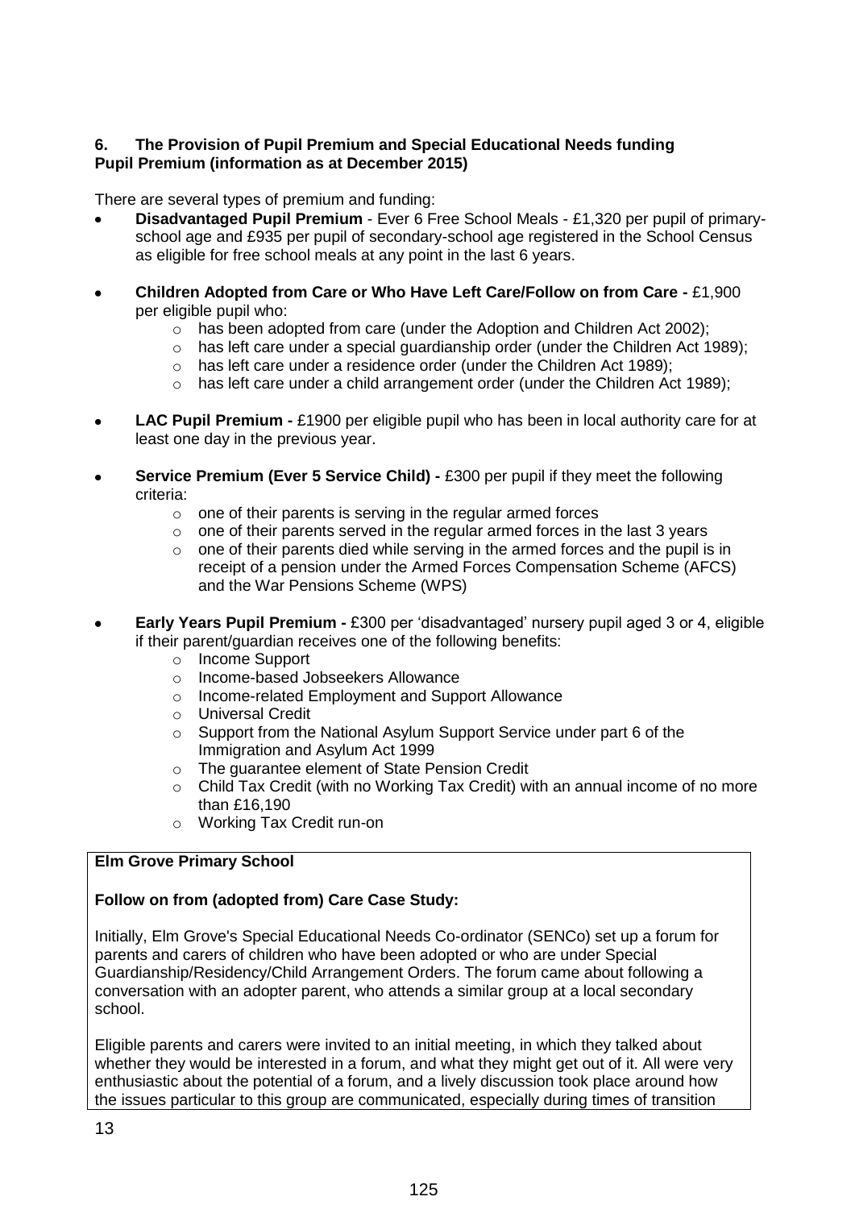### 6. The Provision of Pupil Premium and Special Educational Needs funding

**Pupil Premium (information as at December 2015)**

There are several types of premium and funding:

- **Disadvantaged Pupil Premium** - Ever 6 Free School Meals - £1,320 per pupil of primary-school age and £935 per pupil of secondary-school age registered in the School Census as eligible for free school meals at any point in the last 6 years.

- **Children Adopted from Care or Who Have Left Care/Follow on from Care -** £1,900 per eligible pupil who:
  - has been adopted from care (under the Adoption and Children Act 2002);
  - has left care under a special guardianship order (under the Children Act 1989);
  - has left care under a residence order (under the Children Act 1989);
  - has left care under a child arrangement order (under the Children Act 1989);

- **LAC Pupil Premium -** £1900 per eligible pupil who has been in local authority care for at least one day in the previous year.

- **Service Premium (Ever 5 Service Child) -** £300 per pupil if they meet the following criteria:
  - one of their parents is serving in the regular armed forces
  - one of their parents served in the regular armed forces in the last 3 years
  - one of their parents died while serving in the armed forces and the pupil is in receipt of a pension under the Armed Forces Compensation Scheme (AFCS) and the War Pensions Scheme (WPS)

- **Early Years Pupil Premium -** £300 per 'disadvantaged' nursery pupil aged 3 or 4, eligible if their parent/guardian receives one of the following benefits:
  - Income Support
  - Income-based Jobseekers Allowance
  - Income-related Employment and Support Allowance
  - Universal Credit
  - Support from the National Asylum Support Service under part 6 of the Immigration and Asylum Act 1999
  - The guarantee element of State Pension Credit
  - Child Tax Credit (with no Working Tax Credit) with an annual income of no more than £16,190
  - Working Tax Credit run-on

**Elm Grove Primary School**

**Follow on from (adopted from) Care Case Study:**

Initially, Elm Grove's Special Educational Needs Co-ordinator (SENCo) set up a forum for parents and carers of children who have been adopted or who are under Special Guardianship/Residency/Child Arrangement Orders. The forum came about following a conversation with an adopter parent, who attends a similar group at a local secondary school.

Eligible parents and carers were invited to an initial meeting, in which they talked about whether they would be interested in a forum, and what they might get out of it. All were very enthusiastic about the potential of a forum, and a lively discussion took place around how the issues particular to this group are communicated, especially during times of transition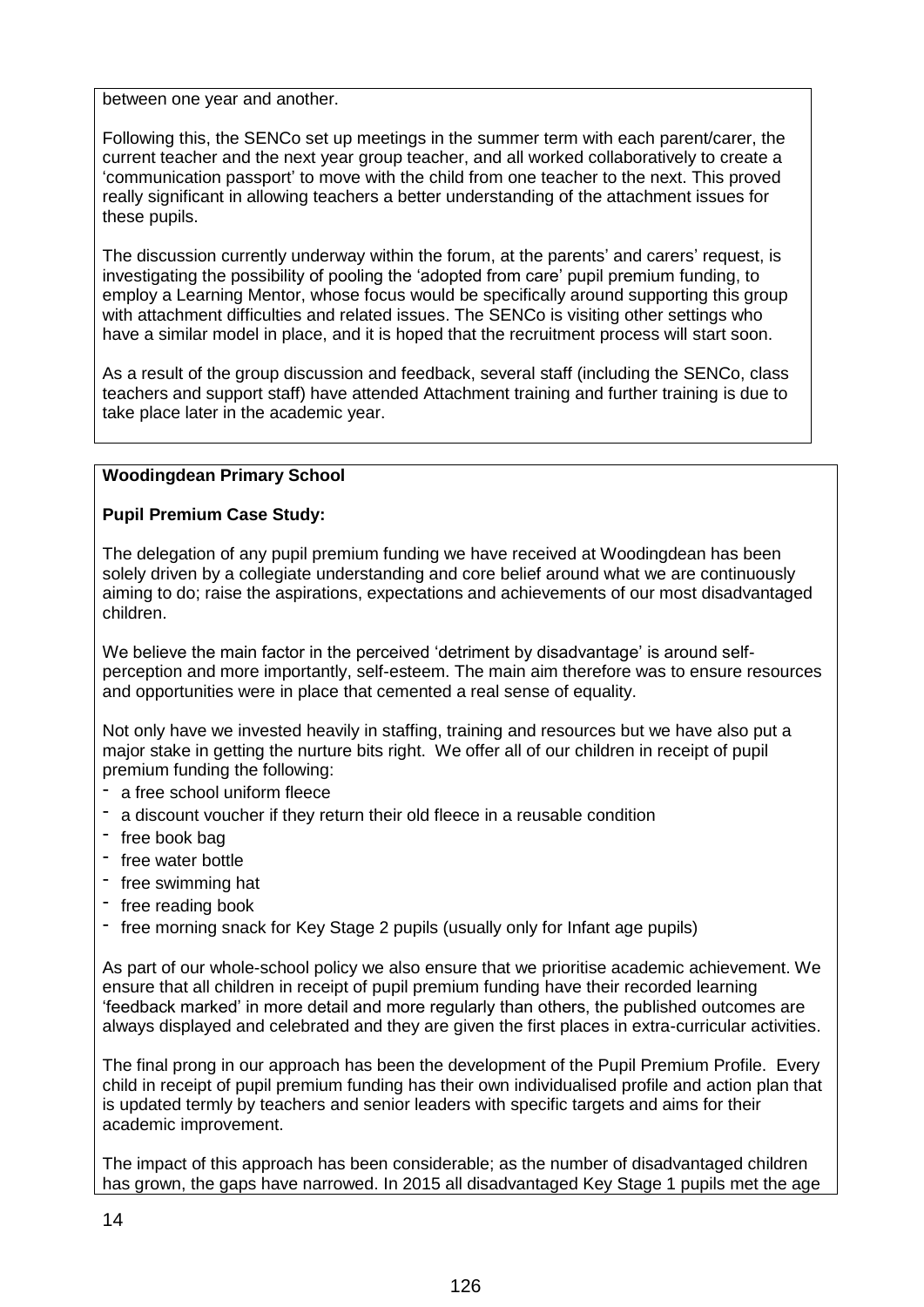between one year and another.

Following this, the SENCo set up meetings in the summer term with each parent/carer, the current teacher and the next year group teacher, and all worked collaboratively to create a ‘communication passport’ to move with the child from one teacher to the next. This proved really significant in allowing teachers a better understanding of the attachment issues for these pupils.

The discussion currently underway within the forum, at the parents’ and carers’ request, is investigating the possibility of pooling the ‘adopted from care’ pupil premium funding, to employ a Learning Mentor, whose focus would be specifically around supporting this group with attachment difficulties and related issues. The SENCo is visiting other settings who have a similar model in place, and it is hoped that the recruitment process will start soon.

As a result of the group discussion and feedback, several staff (including the SENCo, class teachers and support staff) have attended Attachment training and further training is due to take place later in the academic year.

**Woodingdean Primary School**

**Pupil Premium Case Study:**

The delegation of any pupil premium funding we have received at Woodingdean has been solely driven by a collegiate understanding and core belief around what we are continuously aiming to do; raise the aspirations, expectations and achievements of our most disadvantaged children.

We believe the main factor in the perceived ‘detriment by disadvantage’ is around self-perception and more importantly, self-esteem. The main aim therefore was to ensure resources and opportunities were in place that cemented a real sense of equality.

Not only have we invested heavily in staffing, training and resources but we have also put a major stake in getting the nurture bits right. We offer all of our children in receipt of pupil premium funding the following:

- a free school uniform fleece
- a discount voucher if they return their old fleece in a reusable condition
- free book bag
- free water bottle
- free swimming hat
- free reading book
- free morning snack for Key Stage 2 pupils (usually only for Infant age pupils)

As part of our whole-school policy we also ensure that we prioritise academic achievement. We ensure that all children in receipt of pupil premium funding have their recorded learning ‘feedback marked’ in more detail and more regularly than others, the published outcomes are always displayed and celebrated and they are given the first places in extra-curricular activities.

The final prong in our approach has been the development of the Pupil Premium Profile. Every child in receipt of pupil premium funding has their own individualised profile and action plan that is updated termly by teachers and senior leaders with specific targets and aims for their academic improvement.

The impact of this approach has been considerable; as the number of disadvantaged children has grown, the gaps have narrowed. In 2015 all disadvantaged Key Stage 1 pupils met the age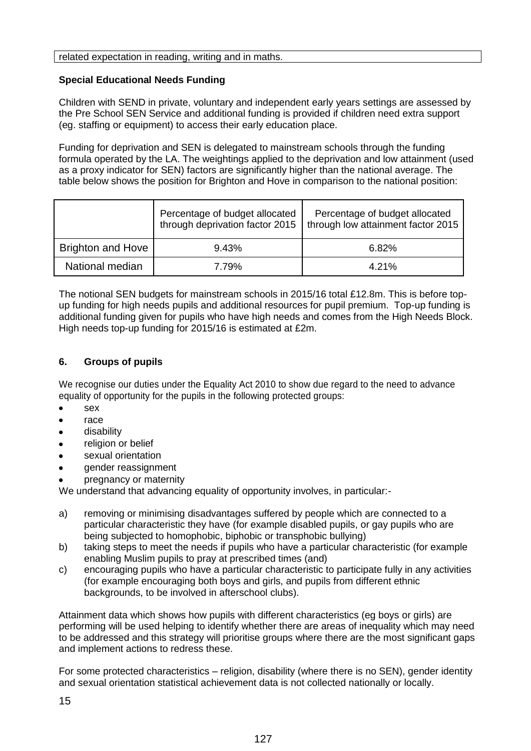related expectation in reading, writing and in maths.

**Special Educational Needs Funding**

Children with SEND in private, voluntary and independent early years settings are assessed by the Pre School SEN Service and additional funding is provided if children need extra support (eg. staffing or equipment) to access their early education place.

Funding for deprivation and SEN is delegated to mainstream schools through the funding formula operated by the LA. The weightings applied to the deprivation and low attainment (used as a proxy indicator for SEN) factors are significantly higher than the national average. The table below shows the position for Brighton and Hove in comparison to the national position:

| | Percentage of budget allocated through deprivation factor 2015 | Percentage of budget allocated through low attainment factor 2015 |
|---|---|---|
| Brighton and Hove | 9.43% | 6.82% |
| National median | 7.79% | 4.21% |

The notional SEN budgets for mainstream schools in 2015/16 total £12.8m. This is before top-up funding for high needs pupils and additional resources for pupil premium. Top-up funding is additional funding given for pupils who have high needs and comes from the High Needs Block. High needs top-up funding for 2015/16 is estimated at £2m.

## 6. Groups of pupils

We recognise our duties under the Equality Act 2010 to show due regard to the need to advance equality of opportunity for the pupils in the following protected groups:

- sex
- race
- disability
- religion or belief
- sexual orientation
- gender reassignment
- pregnancy or maternity

We understand that advancing equality of opportunity involves, in particular:-

a) removing or minimising disadvantages suffered by people which are connected to a particular characteristic they have (for example disabled pupils, or gay pupils who are being subjected to homophobic, biphobic or transphobic bullying)

b) taking steps to meet the needs if pupils who have a particular characteristic (for example enabling Muslim pupils to pray at prescribed times (and)

c) encouraging pupils who have a particular characteristic to participate fully in any activities (for example encouraging both boys and girls, and pupils from different ethnic backgrounds, to be involved in afterschool clubs).

Attainment data which shows how pupils with different characteristics (eg boys or girls) are performing will be used helping to identify whether there are areas of inequality which may need to be addressed and this strategy will prioritise groups where there are the most significant gaps and implement actions to redress these.

For some protected characteristics – religion, disability (where there is no SEN), gender identity and sexual orientation statistical achievement data is not collected nationally or locally.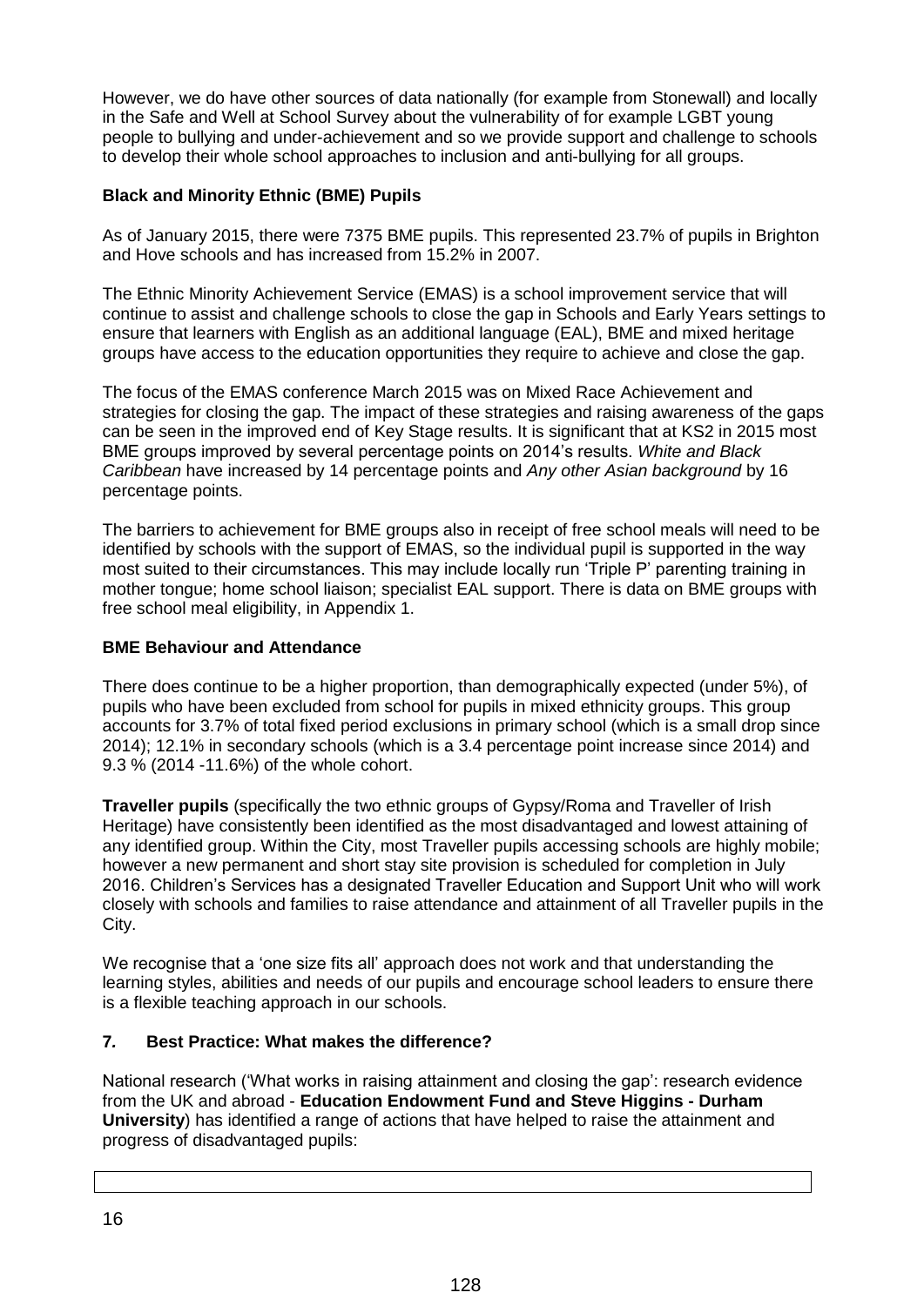However, we do have other sources of data nationally (for example from Stonewall) and locally in the Safe and Well at School Survey about the vulnerability of for example LGBT young people to bullying and under-achievement and so we provide support and challenge to schools to develop their whole school approaches to inclusion and anti-bullying for all groups.

**Black and Minority Ethnic (BME) Pupils**

As of January 2015, there were 7375 BME pupils. This represented 23.7% of pupils in Brighton and Hove schools and has increased from 15.2% in 2007.

The Ethnic Minority Achievement Service (EMAS) is a school improvement service that will continue to assist and challenge schools to close the gap in Schools and Early Years settings to ensure that learners with English as an additional language (EAL), BME and mixed heritage groups have access to the education opportunities they require to achieve and close the gap.

The focus of the EMAS conference March 2015 was on Mixed Race Achievement and strategies for closing the gap. The impact of these strategies and raising awareness of the gaps can be seen in the improved end of Key Stage results. It is significant that at KS2 in 2015 most BME groups improved by several percentage points on 2014's results. *White and Black Caribbean* have increased by 14 percentage points and *Any other Asian background* by 16 percentage points.

The barriers to achievement for BME groups also in receipt of free school meals will need to be identified by schools with the support of EMAS, so the individual pupil is supported in the way most suited to their circumstances. This may include locally run 'Triple P' parenting training in mother tongue; home school liaison; specialist EAL support. There is data on BME groups with free school meal eligibility, in Appendix 1.

**BME Behaviour and Attendance**

There does continue to be a higher proportion, than demographically expected (under 5%), of pupils who have been excluded from school for pupils in mixed ethnicity groups. This group accounts for 3.7% of total fixed period exclusions in primary school (which is a small drop since 2014); 12.1% in secondary schools (which is a 3.4 percentage point increase since 2014) and 9.3 % (2014 -11.6%) of the whole cohort.

**Traveller pupils** (specifically the two ethnic groups of Gypsy/Roma and Traveller of Irish Heritage) have consistently been identified as the most disadvantaged and lowest attaining of any identified group. Within the City, most Traveller pupils accessing schools are highly mobile; however a new permanent and short stay site provision is scheduled for completion in July 2016. Children's Services has a designated Traveller Education and Support Unit who will work closely with schools and families to raise attendance and attainment of all Traveller pupils in the City.

We recognise that a 'one size fits all' approach does not work and that understanding the learning styles, abilities and needs of our pupils and encourage school leaders to ensure there is a flexible teaching approach in our schools.

## 7. Best Practice: What makes the difference?

National research ('What works in raising attainment and closing the gap': research evidence from the UK and abroad - **Education Endowment Fund and Steve Higgins - Durham University**) has identified a range of actions that have helped to raise the attainment and progress of disadvantaged pupils: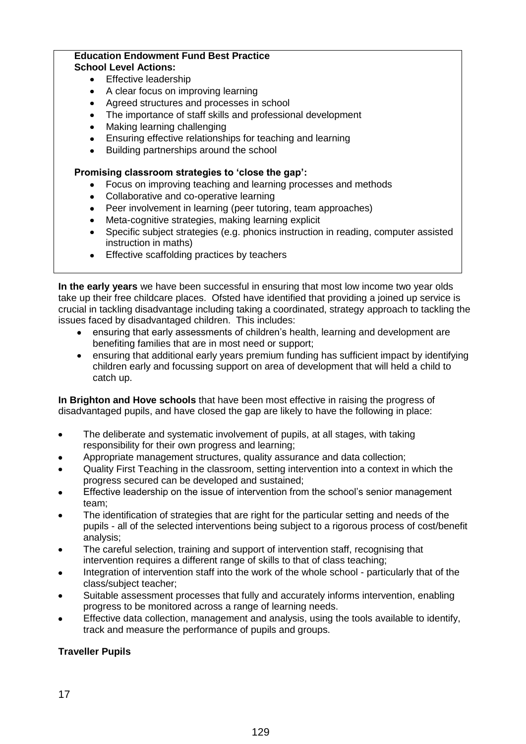**Education Endowment Fund Best Practice**
**School Level Actions:**

- Effective leadership
- A clear focus on improving learning
- Agreed structures and processes in school
- The importance of staff skills and professional development
- Making learning challenging
- Ensuring effective relationships for teaching and learning
- Building partnerships around the school

**Promising classroom strategies to 'close the gap':**

- Focus on improving teaching and learning processes and methods
- Collaborative and co-operative learning
- Peer involvement in learning (peer tutoring, team approaches)
- Meta-cognitive strategies, making learning explicit
- Specific subject strategies (e.g. phonics instruction in reading, computer assisted instruction in maths)
- Effective scaffolding practices by teachers

**In the early years** we have been successful in ensuring that most low income two year olds take up their free childcare places. Ofsted have identified that providing a joined up service is crucial in tackling disadvantage including taking a coordinated, strategy approach to tackling the issues faced by disadvantaged children. This includes:

- ensuring that early assessments of children's health, learning and development are benefiting families that are in most need or support;
- ensuring that additional early years premium funding has sufficient impact by identifying children early and focussing support on area of development that will held a child to catch up.

**In Brighton and Hove schools** that have been most effective in raising the progress of disadvantaged pupils, and have closed the gap are likely to have the following in place:

- The deliberate and systematic involvement of pupils, at all stages, with taking responsibility for their own progress and learning;
- Appropriate management structures, quality assurance and data collection;
- Quality First Teaching in the classroom, setting intervention into a context in which the progress secured can be developed and sustained;
- Effective leadership on the issue of intervention from the school's senior management team;
- The identification of strategies that are right for the particular setting and needs of the pupils - all of the selected interventions being subject to a rigorous process of cost/benefit analysis;
- The careful selection, training and support of intervention staff, recognising that intervention requires a different range of skills to that of class teaching;
- Integration of intervention staff into the work of the whole school - particularly that of the class/subject teacher;
- Suitable assessment processes that fully and accurately informs intervention, enabling progress to be monitored across a range of learning needs.
- Effective data collection, management and analysis, using the tools available to identify, track and measure the performance of pupils and groups.

**Traveller Pupils**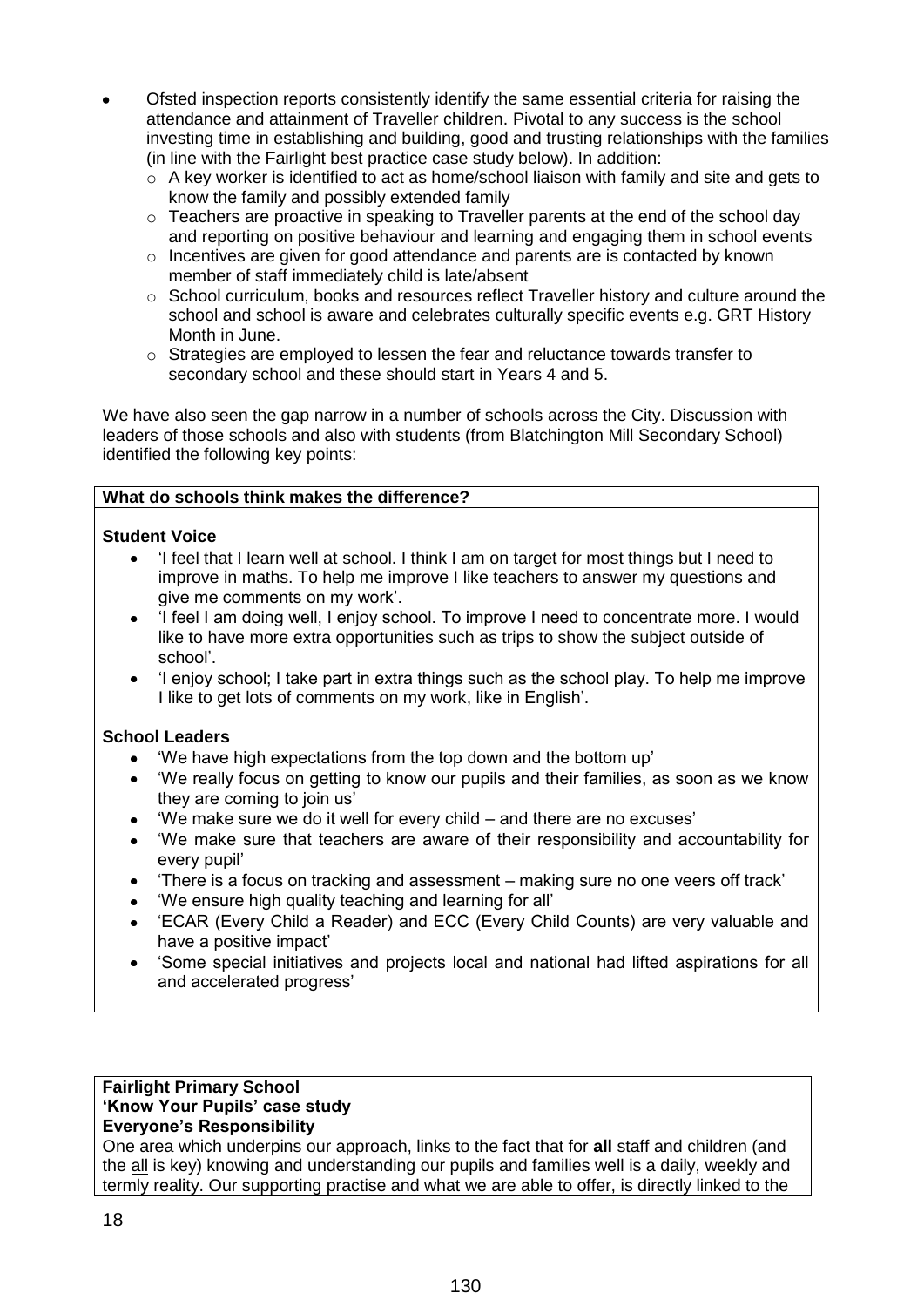- Ofsted inspection reports consistently identify the same essential criteria for raising the attendance and attainment of Traveller children. Pivotal to any success is the school investing time in establishing and building, good and trusting relationships with the families (in line with the Fairlight best practice case study below). In addition:
  - A key worker is identified to act as home/school liaison with family and site and gets to know the family and possibly extended family
  - Teachers are proactive in speaking to Traveller parents at the end of the school day and reporting on positive behaviour and learning and engaging them in school events
  - Incentives are given for good attendance and parents are is contacted by known member of staff immediately child is late/absent
  - School curriculum, books and resources reflect Traveller history and culture around the school and school is aware and celebrates culturally specific events e.g. GRT History Month in June.
  - Strategies are employed to lessen the fear and reluctance towards transfer to secondary school and these should start in Years 4 and 5.

We have also seen the gap narrow in a number of schools across the City. Discussion with leaders of those schools and also with students (from Blatchington Mill Secondary School) identified the following key points:

**What do schools think makes the difference?**

**Student Voice**

- 'I feel that I learn well at school. I think I am on target for most things but I need to improve in maths. To help me improve I like teachers to answer my questions and give me comments on my work'.
- 'I feel I am doing well, I enjoy school. To improve I need to concentrate more. I would like to have more extra opportunities such as trips to show the subject outside of school'.
- 'I enjoy school; I take part in extra things such as the school play. To help me improve I like to get lots of comments on my work, like in English'.

**School Leaders**

- 'We have high expectations from the top down and the bottom up'
- 'We really focus on getting to know our pupils and their families, as soon as we know they are coming to join us'
- 'We make sure we do it well for every child – and there are no excuses'
- 'We make sure that teachers are aware of their responsibility and accountability for every pupil'
- 'There is a focus on tracking and assessment – making sure no one veers off track'
- 'We ensure high quality teaching and learning for all'
- 'ECAR (Every Child a Reader) and ECC (Every Child Counts) are very valuable and have a positive impact'
- 'Some special initiatives and projects local and national had lifted aspirations for all and accelerated progress'

**Fairlight Primary School**
**'Know Your Pupils' case study**
**Everyone's Responsibility**

One area which underpins our approach, links to the fact that for **all** staff and children (and the all is key) knowing and understanding our pupils and families well is a daily, weekly and termly reality. Our supporting practise and what we are able to offer, is directly linked to the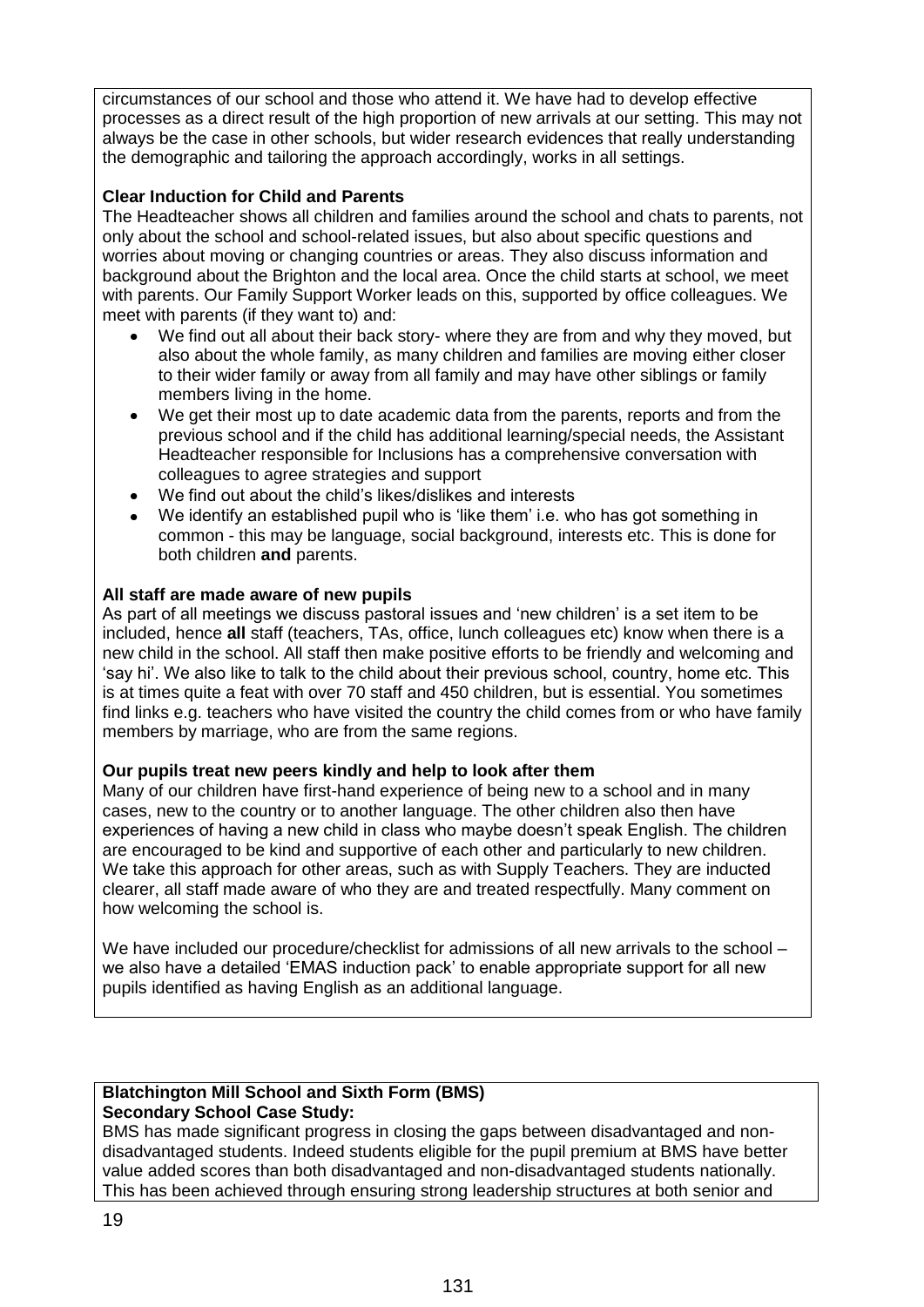circumstances of our school and those who attend it. We have had to develop effective processes as a direct result of the high proportion of new arrivals at our setting. This may not always be the case in other schools, but wider research evidences that really understanding the demographic and tailoring the approach accordingly, works in all settings.

**Clear Induction for Child and Parents**

The Headteacher shows all children and families around the school and chats to parents, not only about the school and school-related issues, but also about specific questions and worries about moving or changing countries or areas. They also discuss information and background about the Brighton and the local area. Once the child starts at school, we meet with parents. Our Family Support Worker leads on this, supported by office colleagues. We meet with parents (if they want to) and:

- We find out all about their back story- where they are from and why they moved, but also about the whole family, as many children and families are moving either closer to their wider family or away from all family and may have other siblings or family members living in the home.
- We get their most up to date academic data from the parents, reports and from the previous school and if the child has additional learning/special needs, the Assistant Headteacher responsible for Inclusions has a comprehensive conversation with colleagues to agree strategies and support
- We find out about the child's likes/dislikes and interests
- We identify an established pupil who is 'like them' i.e. who has got something in common - this may be language, social background, interests etc. This is done for both children **and** parents.

**All staff are made aware of new pupils**

As part of all meetings we discuss pastoral issues and 'new children' is a set item to be included, hence **all** staff (teachers, TAs, office, lunch colleagues etc) know when there is a new child in the school. All staff then make positive efforts to be friendly and welcoming and 'say hi'. We also like to talk to the child about their previous school, country, home etc. This is at times quite a feat with over 70 staff and 450 children, but is essential. You sometimes find links e.g. teachers who have visited the country the child comes from or who have family members by marriage, who are from the same regions.

**Our pupils treat new peers kindly and help to look after them**

Many of our children have first-hand experience of being new to a school and in many cases, new to the country or to another language. The other children also then have experiences of having a new child in class who maybe doesn't speak English. The children are encouraged to be kind and supportive of each other and particularly to new children. We take this approach for other areas, such as with Supply Teachers. They are inducted clearer, all staff made aware of who they are and treated respectfully. Many comment on how welcoming the school is.

We have included our procedure/checklist for admissions of all new arrivals to the school – we also have a detailed 'EMAS induction pack' to enable appropriate support for all new pupils identified as having English as an additional language.

**Blatchington Mill School and Sixth Form (BMS)**
**Secondary School Case Study:**

BMS has made significant progress in closing the gaps between disadvantaged and non-disadvantaged students. Indeed students eligible for the pupil premium at BMS have better value added scores than both disadvantaged and non-disadvantaged students nationally. This has been achieved through ensuring strong leadership structures at both senior and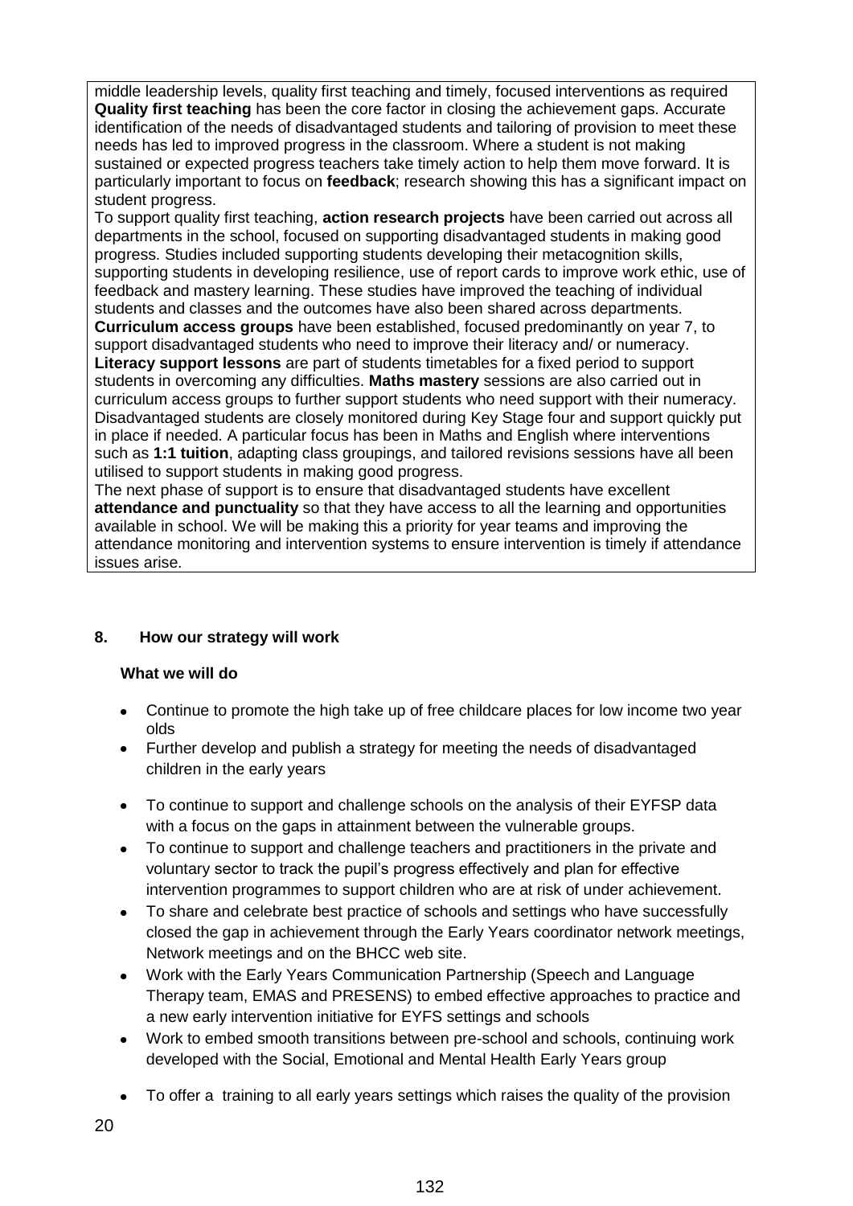middle leadership levels, quality first teaching and timely, focused interventions as required
**Quality first teaching** has been the core factor in closing the achievement gaps. Accurate identification of the needs of disadvantaged students and tailoring of provision to meet these needs has led to improved progress in the classroom. Where a student is not making sustained or expected progress teachers take timely action to help them move forward. It is particularly important to focus on **feedback**; research showing this has a significant impact on student progress.
To support quality first teaching, **action research projects** have been carried out across all departments in the school, focused on supporting disadvantaged students in making good progress. Studies included supporting students developing their metacognition skills, supporting students in developing resilience, use of report cards to improve work ethic, use of feedback and mastery learning. These studies have improved the teaching of individual students and classes and the outcomes have also been shared across departments.
**Curriculum access groups** have been established, focused predominantly on year 7, to support disadvantaged students who need to improve their literacy and/ or numeracy. **Literacy support lessons** are part of students timetables for a fixed period to support students in overcoming any difficulties. **Maths mastery** sessions are also carried out in curriculum access groups to further support students who need support with their numeracy.
Disadvantaged students are closely monitored during Key Stage four and support quickly put in place if needed. A particular focus has been in Maths and English where interventions such as **1:1 tuition**, adapting class groupings, and tailored revisions sessions have all been utilised to support students in making good progress.
The next phase of support is to ensure that disadvantaged students have excellent **attendance and punctuality** so that they have access to all the learning and opportunities available in school. We will be making this a priority for year teams and improving the attendance monitoring and intervention systems to ensure intervention is timely if attendance issues arise.

## 8. How our strategy will work

**What we will do**

- Continue to promote the high take up of free childcare places for low income two year olds
- Further develop and publish a strategy for meeting the needs of disadvantaged children in the early years
- To continue to support and challenge schools on the analysis of their EYFSP data with a focus on the gaps in attainment between the vulnerable groups.
- To continue to support and challenge teachers and practitioners in the private and voluntary sector to track the pupil's progress effectively and plan for effective intervention programmes to support children who are at risk of under achievement.
- To share and celebrate best practice of schools and settings who have successfully closed the gap in achievement through the Early Years coordinator network meetings, Network meetings and on the BHCC web site.
- Work with the Early Years Communication Partnership (Speech and Language Therapy team, EMAS and PRESENS) to embed effective approaches to practice and a new early intervention initiative for EYFS settings and schools
- Work to embed smooth transitions between pre-school and schools, continuing work developed with the Social, Emotional and Mental Health Early Years group
- To offer a training to all early years settings which raises the quality of the provision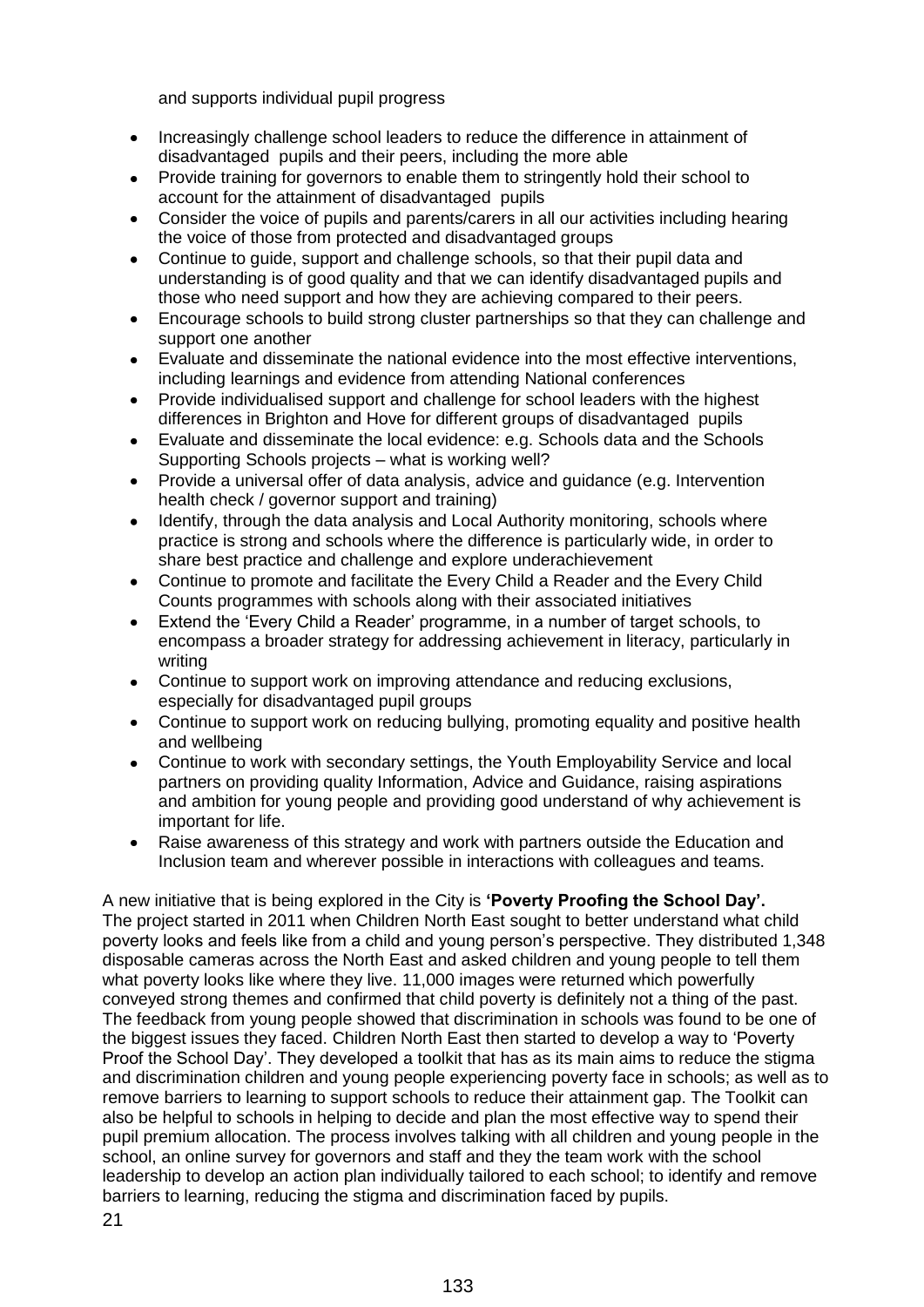and supports individual pupil progress

- Increasingly challenge school leaders to reduce the difference in attainment of disadvantaged pupils and their peers, including the more able
- Provide training for governors to enable them to stringently hold their school to account for the attainment of disadvantaged pupils
- Consider the voice of pupils and parents/carers in all our activities including hearing the voice of those from protected and disadvantaged groups
- Continue to guide, support and challenge schools, so that their pupil data and understanding is of good quality and that we can identify disadvantaged pupils and those who need support and how they are achieving compared to their peers.
- Encourage schools to build strong cluster partnerships so that they can challenge and support one another
- Evaluate and disseminate the national evidence into the most effective interventions, including learnings and evidence from attending National conferences
- Provide individualised support and challenge for school leaders with the highest differences in Brighton and Hove for different groups of disadvantaged pupils
- Evaluate and disseminate the local evidence: e.g. Schools data and the Schools Supporting Schools projects – what is working well?
- Provide a universal offer of data analysis, advice and guidance (e.g. Intervention health check / governor support and training)
- Identify, through the data analysis and Local Authority monitoring, schools where practice is strong and schools where the difference is particularly wide, in order to share best practice and challenge and explore underachievement
- Continue to promote and facilitate the Every Child a Reader and the Every Child Counts programmes with schools along with their associated initiatives
- Extend the 'Every Child a Reader' programme, in a number of target schools, to encompass a broader strategy for addressing achievement in literacy, particularly in writing
- Continue to support work on improving attendance and reducing exclusions, especially for disadvantaged pupil groups
- Continue to support work on reducing bullying, promoting equality and positive health and wellbeing
- Continue to work with secondary settings, the Youth Employability Service and local partners on providing quality Information, Advice and Guidance, raising aspirations and ambition for young people and providing good understand of why achievement is important for life.
- Raise awareness of this strategy and work with partners outside the Education and Inclusion team and wherever possible in interactions with colleagues and teams.

A new initiative that is being explored in the City is **'Poverty Proofing the School Day'.** The project started in 2011 when Children North East sought to better understand what child poverty looks and feels like from a child and young person's perspective. They distributed 1,348 disposable cameras across the North East and asked children and young people to tell them what poverty looks like where they live. 11,000 images were returned which powerfully conveyed strong themes and confirmed that child poverty is definitely not a thing of the past. The feedback from young people showed that discrimination in schools was found to be one of the biggest issues they faced. Children North East then started to develop a way to 'Poverty Proof the School Day'. They developed a toolkit that has as its main aims to reduce the stigma and discrimination children and young people experiencing poverty face in schools; as well as to remove barriers to learning to support schools to reduce their attainment gap. The Toolkit can also be helpful to schools in helping to decide and plan the most effective way to spend their pupil premium allocation. The process involves talking with all children and young people in the school, an online survey for governors and staff and they the team work with the school leadership to develop an action plan individually tailored to each school; to identify and remove barriers to learning, reducing the stigma and discrimination faced by pupils.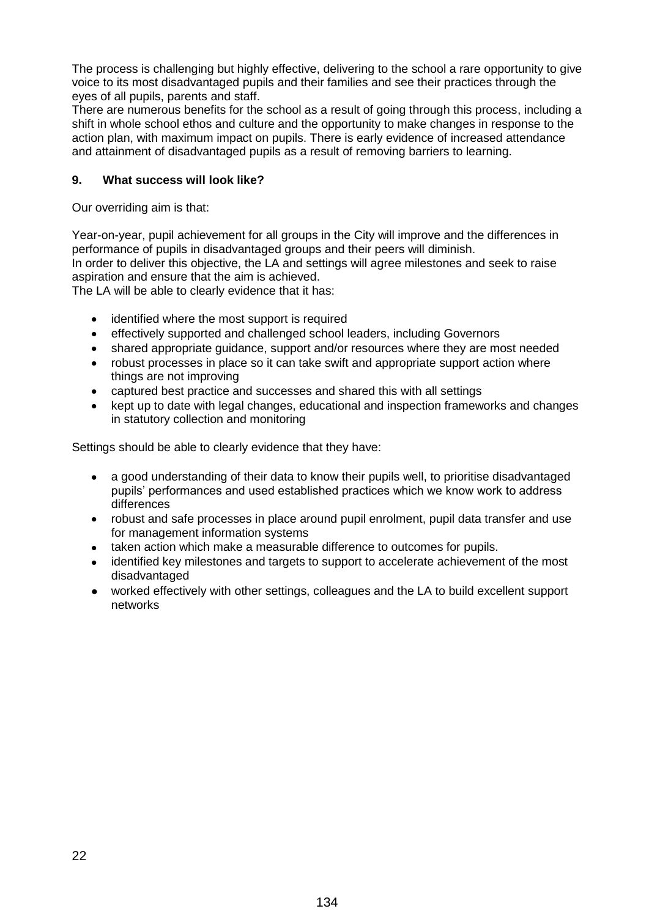The process is challenging but highly effective, delivering to the school a rare opportunity to give voice to its most disadvantaged pupils and their families and see their practices through the eyes of all pupils, parents and staff.

There are numerous benefits for the school as a result of going through this process, including a shift in whole school ethos and culture and the opportunity to make changes in response to the action plan, with maximum impact on pupils. There is early evidence of increased attendance and attainment of disadvantaged pupils as a result of removing barriers to learning.

## 9. What success will look like?

Our overriding aim is that:

Year-on-year, pupil achievement for all groups in the City will improve and the differences in performance of pupils in disadvantaged groups and their peers will diminish.

In order to deliver this objective, the LA and settings will agree milestones and seek to raise aspiration and ensure that the aim is achieved.

The LA will be able to clearly evidence that it has:

- identified where the most support is required
- effectively supported and challenged school leaders, including Governors
- shared appropriate guidance, support and/or resources where they are most needed
- robust processes in place so it can take swift and appropriate support action where things are not improving
- captured best practice and successes and shared this with all settings
- kept up to date with legal changes, educational and inspection frameworks and changes in statutory collection and monitoring

Settings should be able to clearly evidence that they have:

- a good understanding of their data to know their pupils well, to prioritise disadvantaged pupils' performances and used established practices which we know work to address differences
- robust and safe processes in place around pupil enrolment, pupil data transfer and use for management information systems
- taken action which make a measurable difference to outcomes for pupils.
- identified key milestones and targets to support to accelerate achievement of the most disadvantaged
- worked effectively with other settings, colleagues and the LA to build excellent support networks